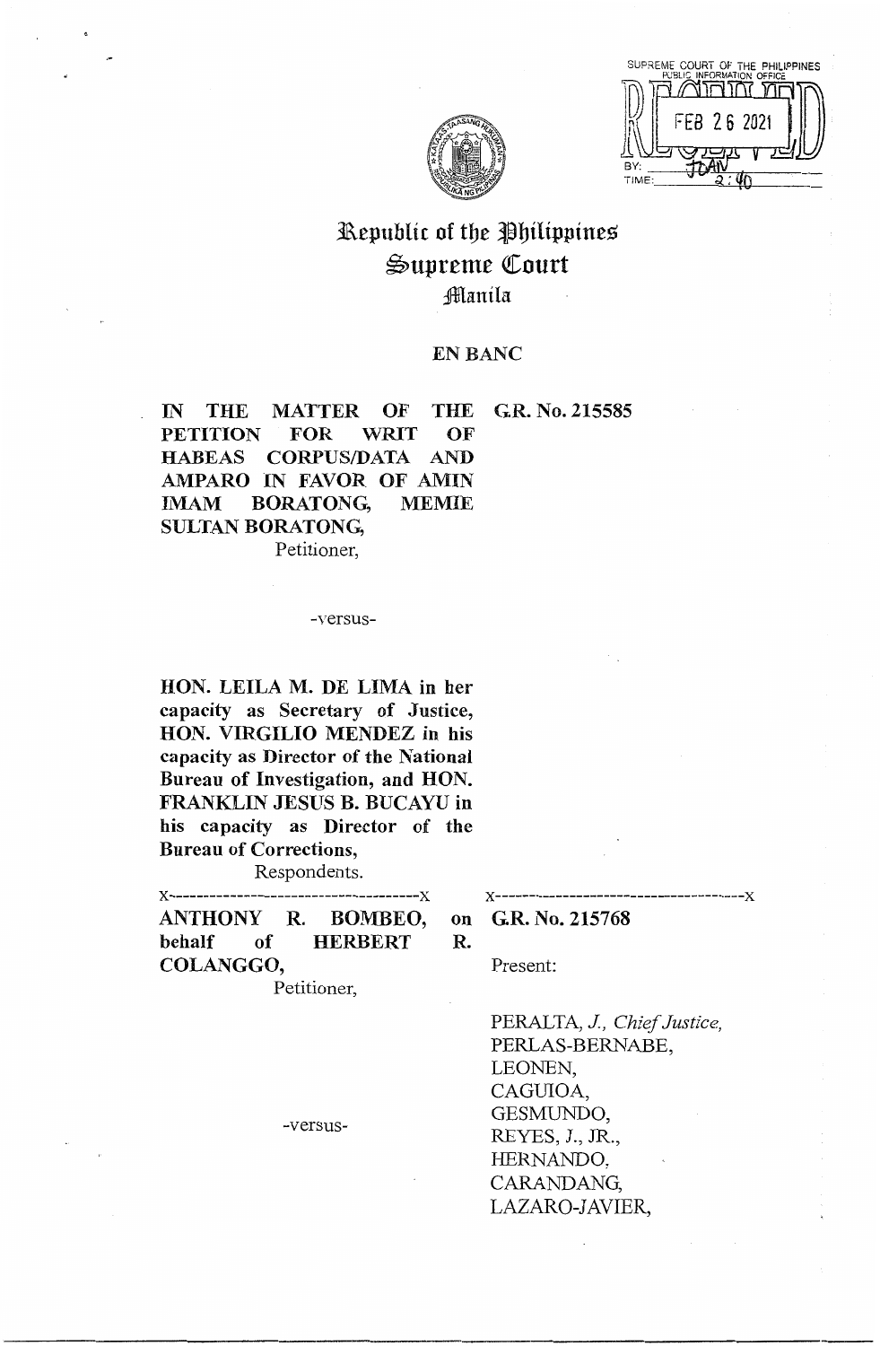SUPREME COURT OF THE PHILIPPINES
PUBLIC INFORMATION OFFICE
FEB 26 2021
BY: JUAN
TIME: 2:40

# Republic of the Philippines
# Supreme Court
## Manila

**EN BANC**

**IN THE MATTER OF THE PETITION FOR WRIT OF HABEAS CORPUS/DATA AND AMPARO IN FAVOR OF AMIN IMAM BORATONG, MEMIE SULTAN BORATONG,**
Petitioner,

**G.R. No. 215585**

-versus-

**HON. LEILA M. DE LIMA in her capacity as Secretary of Justice, HON. VIRGILIO MENDEZ in his capacity as Director of the National Bureau of Investigation, and HON. FRANKLIN JESUS B. BUCAYU in his capacity as Director of the Bureau of Corrections,**
Respondents.

x-----------------------------------x x-----------------------------------x

**ANTHONY R. BOMBEO, on behalf of HERBERT R. COLANGGO,**
Petitioner,

**G.R. No. 215768**

Present:

-versus-

PERALTA, *J., Chief Justice,*
PERLAS-BERNABE,
LEONEN,
CAGUIOA,
GESMUNDO,
REYES, J., JR.,
HERNANDO,
CARANDANG,
LAZARO-JAVIER,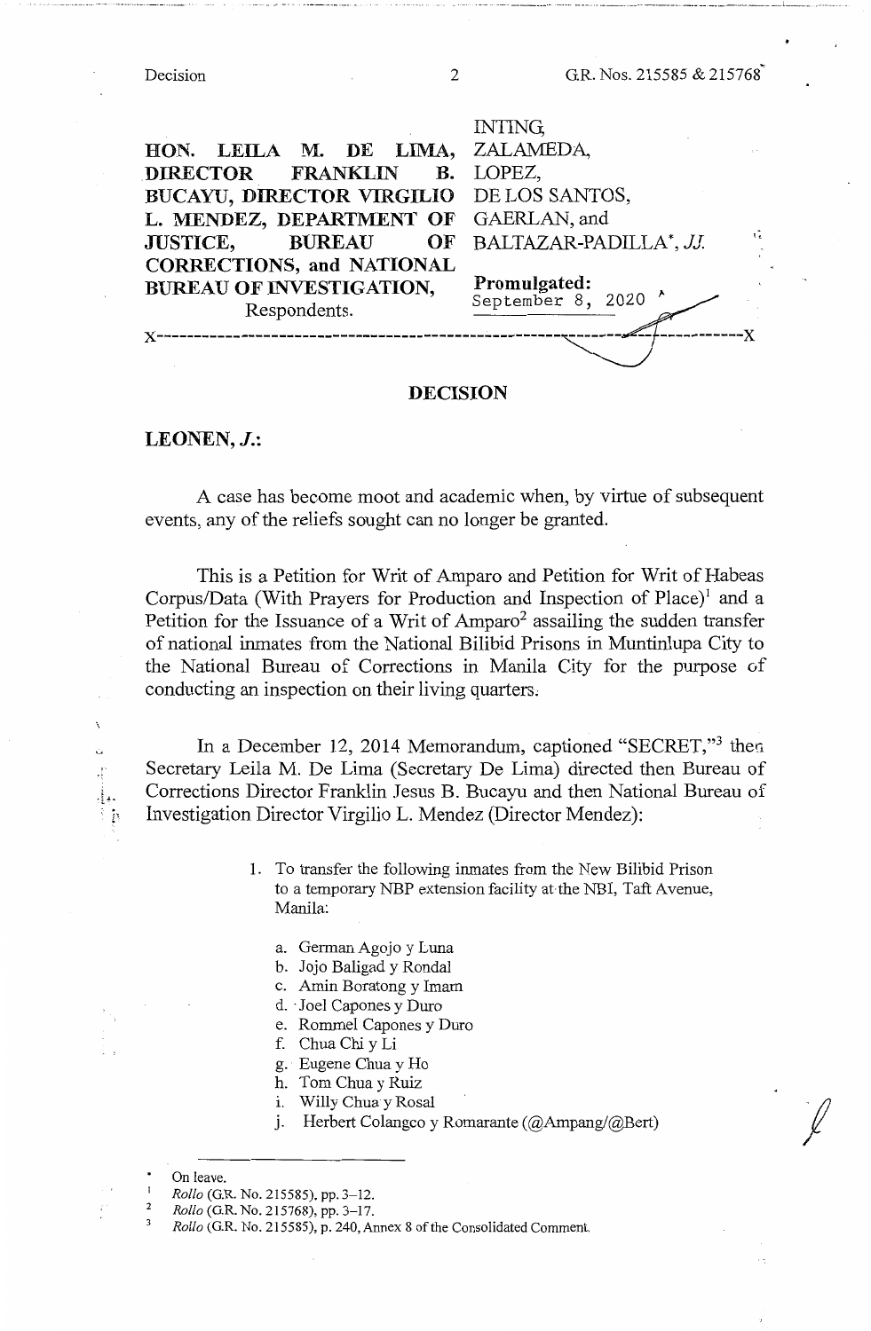| | |
|---|---|
| **HON. LEILA M. DE LIMA, DIRECTOR FRANKLIN B. BUCAYU, DIRECTOR VIRGILIO L. MENDEZ, DEPARTMENT OF JUSTICE, BUREAU OF CORRECTIONS, and NATIONAL BUREAU OF INVESTIGATION,** Respondents. | INTING, ZALAMEDA, LOPEZ, DE LOS SANTOS, GAERLAN, and BALTAZAR-PADILLA*, *JJ.* |
| | **Promulgated:** September 8, 2020 |

x-----------------------------------------------------------------------------------x

## DECISION

**LEONEN, *J.*:**

A case has become moot and academic when, by virtue of subsequent events, any of the reliefs sought can no longer be granted.

This is a Petition for Writ of Amparo and Petition for Writ of Habeas Corpus/Data (With Prayers for Production and Inspection of Place)[1] and a Petition for the Issuance of a Writ of Amparo[2] assailing the sudden transfer of national inmates from the National Bilibid Prisons in Muntinlupa City to the National Bureau of Corrections in Manila City for the purpose of conducting an inspection on their living quarters.

In a December 12, 2014 Memorandum, captioned "SECRET,"[3] then Secretary Leila M. De Lima (Secretary De Lima) directed then Bureau of Corrections Director Franklin Jesus B. Bucayu and then National Bureau of Investigation Director Virgilio L. Mendez (Director Mendez):

> 1. To transfer the following inmates from the New Bilibid Prison to a temporary NBP extension facility at the NBI, Taft Avenue, Manila:
>
>     a. German Agojo y Luna
>     b. Jojo Baligad y Rondal
>     c. Amin Boratong y Imam
>     d. Joel Capones y Duro
>     e. Rommel Capones y Duro
>     f. Chua Chi y Li
>     g. Eugene Chua y Ho
>     h. Tom Chua y Ruiz
>     i. Willy Chua y Rosal
>     j. Herbert Colangco y Romarante (@Ampang/@Bert)

---

\* On leave.

[1] *Rollo* (G.R. No. 215585), pp. 3–12.

[2] *Rollo* (G.R. No. 215768), pp. 3–17.

[3] *Rollo* (G.R. No. 215585), p. 240, Annex 8 of the Consolidated Comment.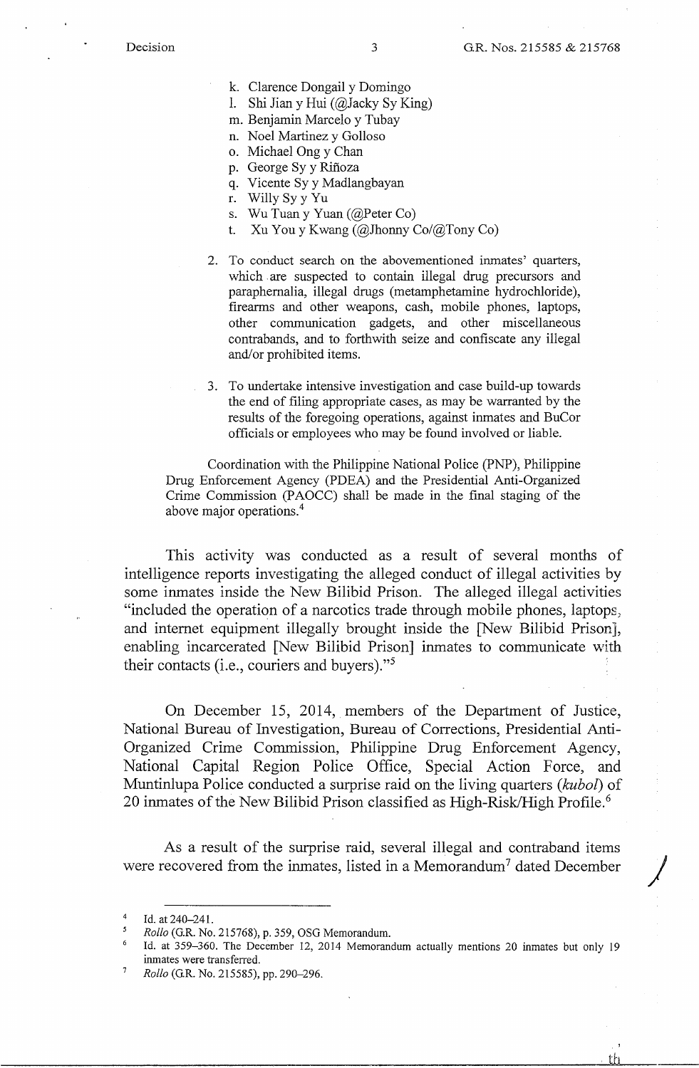k. Clarence Dongail y Domingo
l. Shi Jian y Hui (@Jacky Sy King)
m. Benjamin Marcelo y Tubay
n. Noel Martinez y Golloso
o. Michael Ong y Chan
p. George Sy y Riñoza
q. Vicente Sy y Madlangbayan
r. Willy Sy y Yu
s. Wu Tuan y Yuan (@Peter Co)
t. Xu You y Kwang (@Jhonny Co/@Tony Co)

2. To conduct search on the abovementioned inmates' quarters, which are suspected to contain illegal drug precursors and paraphernalia, illegal drugs (metamphetamine hydrochloride), firearms and other weapons, cash, mobile phones, laptops, other communication gadgets, and other miscellaneous contrabands, and to forthwith seize and confiscate any illegal and/or prohibited items.

3. To undertake intensive investigation and case build-up towards the end of filing appropriate cases, as may be warranted by the results of the foregoing operations, against inmates and BuCor officials or employees who may be found involved or liable.

Coordination with the Philippine National Police (PNP), Philippine Drug Enforcement Agency (PDEA) and the Presidential Anti-Organized Crime Commission (PAOCC) shall be made in the final staging of the above major operations.[4]

This activity was conducted as a result of several months of intelligence reports investigating the alleged conduct of illegal activities by some inmates inside the New Bilibid Prison. The alleged illegal activities "included the operation of a narcotics trade through mobile phones, laptops, and internet equipment illegally brought inside the [New Bilibid Prison], enabling incarcerated [New Bilibid Prison] inmates to communicate with their contacts (i.e., couriers and buyers)."[5]

On December 15, 2014, members of the Department of Justice, National Bureau of Investigation, Bureau of Corrections, Presidential Anti-Organized Crime Commission, Philippine Drug Enforcement Agency, National Capital Region Police Office, Special Action Force, and Muntinlupa Police conducted a surprise raid on the living quarters (*kubol*) of 20 inmates of the New Bilibid Prison classified as High-Risk/High Profile.[6]

As a result of the surprise raid, several illegal and contraband items were recovered from the inmates, listed in a Memorandum[7] dated December

---

[4] Id. at 240–241.

[5] *Rollo* (G.R. No. 215768), p. 359, OSG Memorandum.

[6] Id. at 359–360. The December 12, 2014 Memorandum actually mentions 20 inmates but only 19 inmates were transferred.

[7] *Rollo* (G.R. No. 215585), pp. 290–296.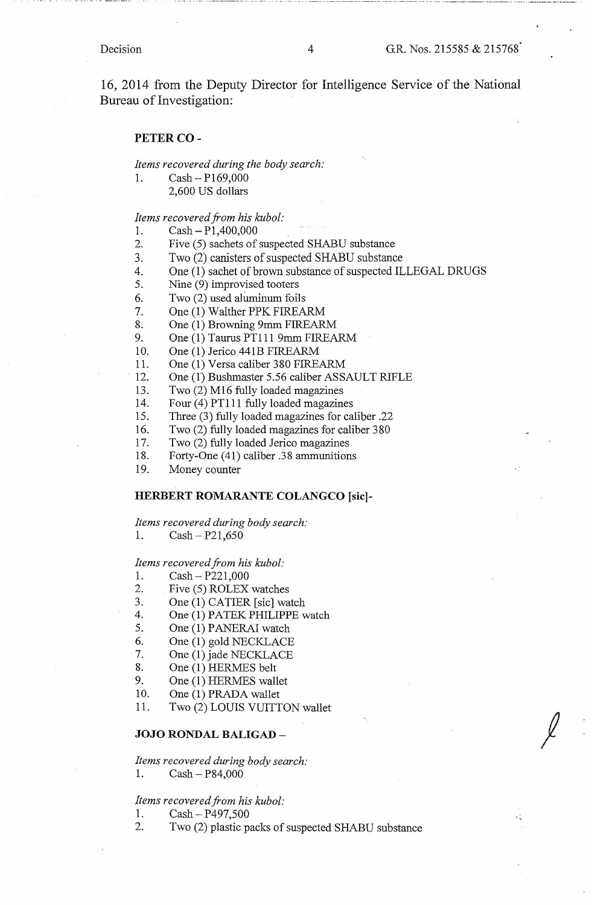16, 2014 from the Deputy Director for Intelligence Service of the National Bureau of Investigation:

**PETER CO -**

*Items recovered during the body search:*

1. Cash – P169,000
   2,600 US dollars

*Items recovered from his kubol:*

1. Cash – P1,400,000
2. Five (5) sachets of suspected SHABU substance
3. Two (2) canisters of suspected SHABU substance
4. One (1) sachet of brown substance of suspected ILLEGAL DRUGS
5. Nine (9) improvised tooters
6. Two (2) used aluminum foils
7. One (1) Walther PPK FIREARM
8. One (1) Browning 9mm FIREARM
9. One (1) Taurus PT111 9mm FIREARM
10. One (1) Jerico 441B FIREARM
11. One (1) Versa caliber 380 FIREARM
12. One (1) Bushmaster 5.56 caliber ASSAULT RIFLE
13. Two (2) M16 fully loaded magazines
14. Four (4) PT111 fully loaded magazines
15. Three (3) fully loaded magazines for caliber .22
16. Two (2) fully loaded magazines for caliber 380
17. Two (2) fully loaded Jerico magazines
18. Forty-One (41) caliber .38 ammunitions
19. Money counter

**HERBERT ROMARANTE COLANGCO [sic]-**

*Items recovered during body search:*

1. Cash – P21,650

*Items recovered from his kubol:*

1. Cash – P221,000
2. Five (5) ROLEX watches
3. One (1) CATIER [sic] watch
4. One (1) PATEK PHILIPPE watch
5. One (1) PANERAI watch
6. One (1) gold NECKLACE
7. One (1) jade NECKLACE
8. One (1) HERMES belt
9. One (1) HERMES wallet
10. One (1) PRADA wallet
11. Two (2) LOUIS VUITTON wallet

**JOJO RONDAL BALIGAD –**

*Items recovered during body search:*

1. Cash – P84,000

*Items recovered from his kubol:*

1. Cash – P497,500
2. Two (2) plastic packs of suspected SHABU substance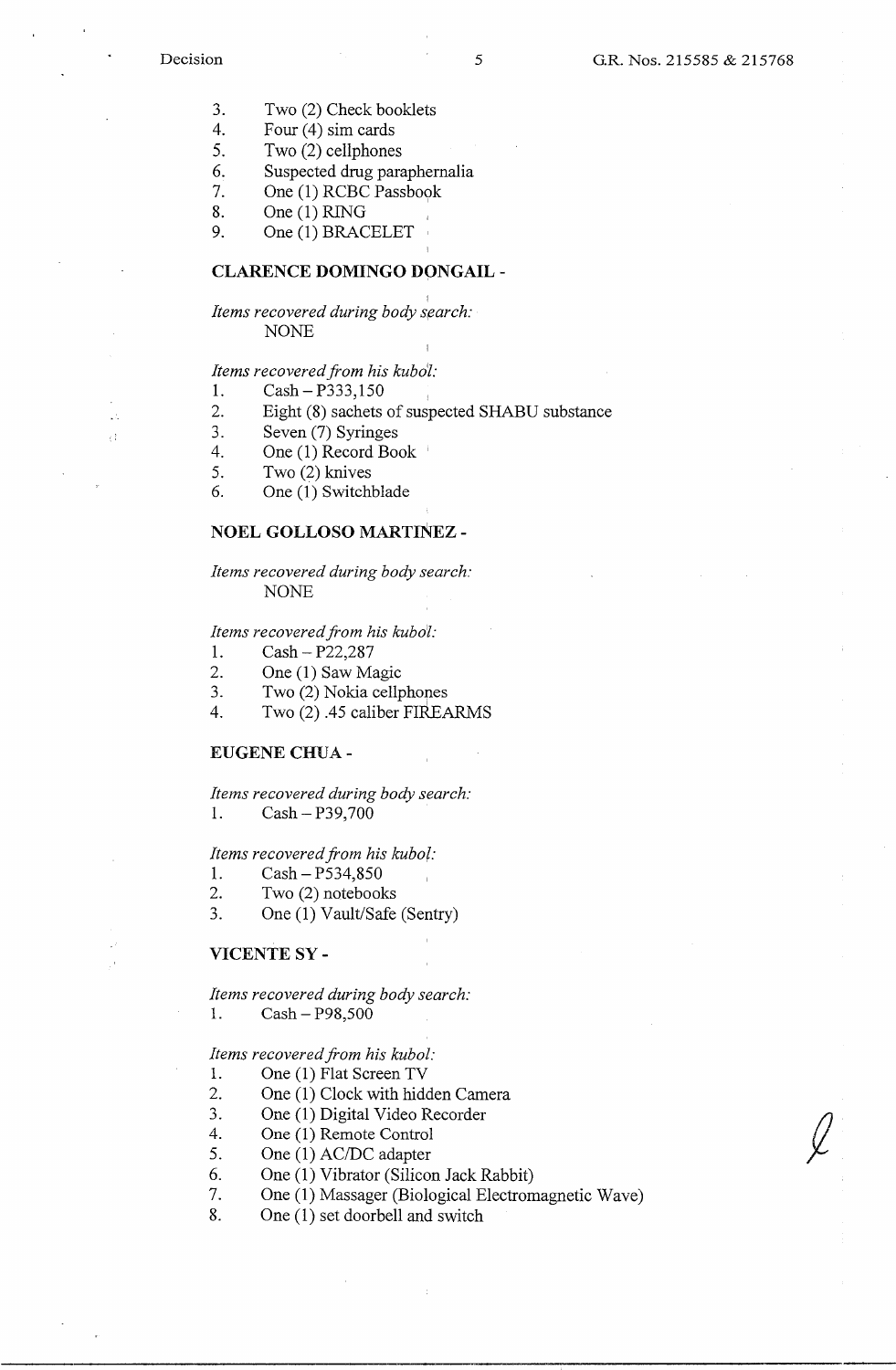3. Two (2) Check booklets
4. Four (4) sim cards
5. Two (2) cellphones
6. Suspected drug paraphernalia
7. One (1) RCBC Passbook
8. One (1) RING
9. One (1) BRACELET

**CLARENCE DOMINGO DONGAIL -**

*Items recovered during body search:*
NONE

*Items recovered from his kubol:*
1. Cash – P333,150
2. Eight (8) sachets of suspected SHABU substance
3. Seven (7) Syringes
4. One (1) Record Book
5. Two (2) knives
6. One (1) Switchblade

**NOEL GOLLOSO MARTINEZ -**

*Items recovered during body search:*
NONE

*Items recovered from his kubol:*
1. Cash – P22,287
2. One (1) Saw Magic
3. Two (2) Nokia cellphones
4. Two (2) .45 caliber FIREARMS

**EUGENE CHUA -**

*Items recovered during body search:*
1. Cash – P39,700

*Items recovered from his kubol:*
1. Cash – P534,850
2. Two (2) notebooks
3. One (1) Vault/Safe (Sentry)

**VICENTE SY -**

*Items recovered during body search:*
1. Cash – P98,500

*Items recovered from his kubol:*
1. One (1) Flat Screen TV
2. One (1) Clock with hidden Camera
3. One (1) Digital Video Recorder
4. One (1) Remote Control
5. One (1) AC/DC adapter
6. One (1) Vibrator (Silicon Jack Rabbit)
7. One (1) Massager (Biological Electromagnetic Wave)
8. One (1) set doorbell and switch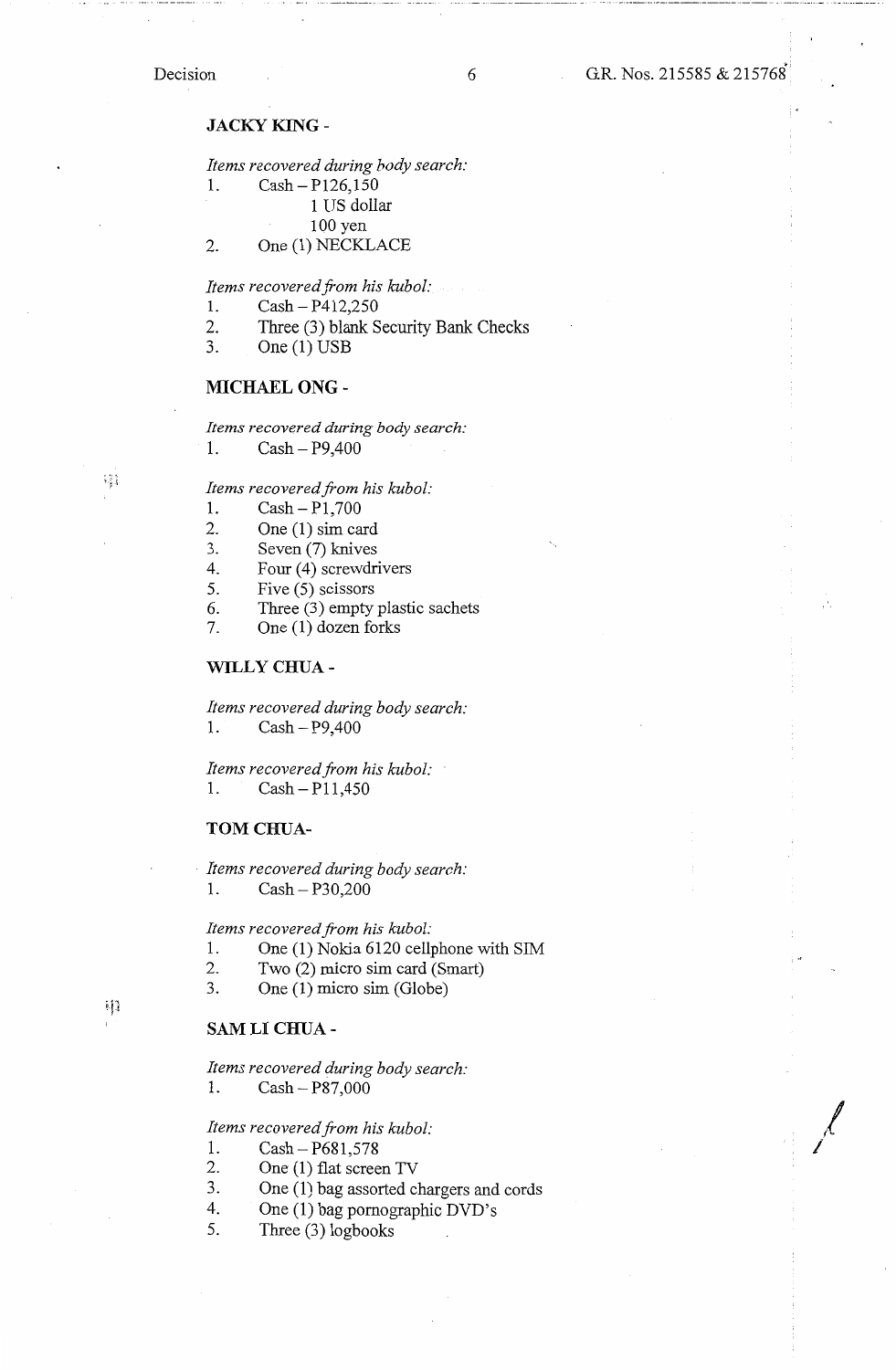**JACKY KING -**

*Items recovered during body search:*

1. Cash – P126,150
   1 US dollar
   100 yen
2. One (1) NECKLACE

*Items recovered from his kubol:*

1. Cash – P412,250
2. Three (3) blank Security Bank Checks
3. One (1) USB

**MICHAEL ONG -**

*Items recovered during body search:*

1. Cash – P9,400

*Items recovered from his kubol:*

1. Cash – P1,700
2. One (1) sim card
3. Seven (7) knives
4. Four (4) screwdrivers
5. Five (5) scissors
6. Three (3) empty plastic sachets
7. One (1) dozen forks

**WILLY CHUA -**

*Items recovered during body search:*

1. Cash – P9,400

*Items recovered from his kubol:*

1. Cash – P11,450

**TOM CHUA-**

*Items recovered during body search:*

1. Cash – P30,200

*Items recovered from his kubol:*

1. One (1) Nokia 6120 cellphone with SIM
2. Two (2) micro sim card (Smart)
3. One (1) micro sim (Globe)

**SAM LI CHUA -**

*Items recovered during body search:*

1. Cash – P87,000

*Items recovered from his kubol:*

1. Cash – P681,578
2. One (1) flat screen TV
3. One (1) bag assorted chargers and cords
4. One (1) bag pornographic DVD's
5. Three (3) logbooks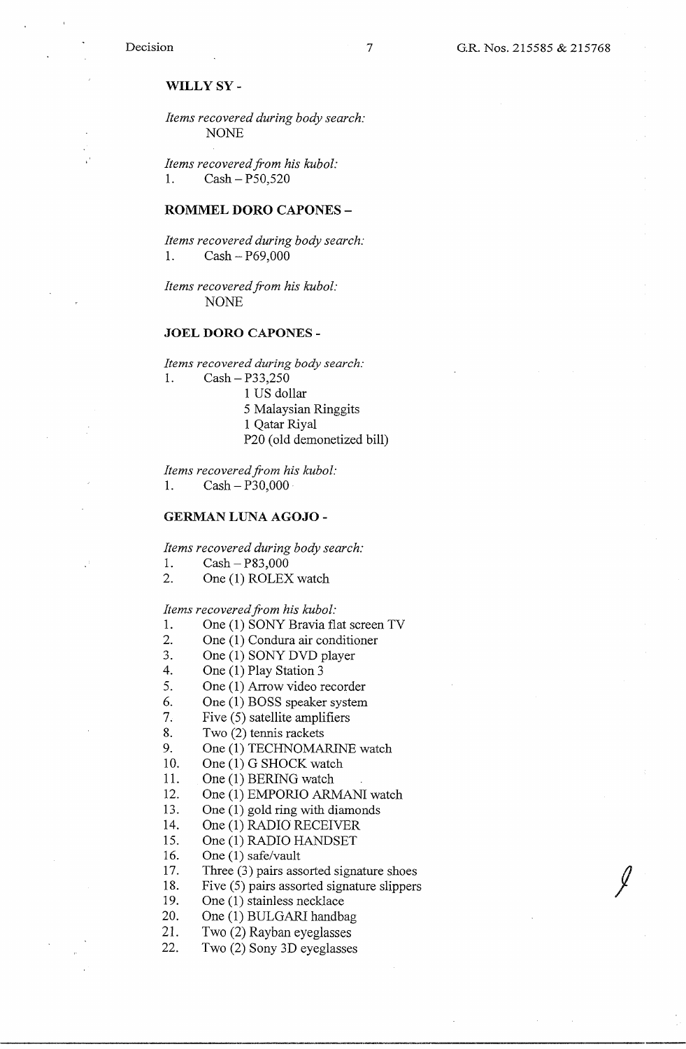**WILLY SY -**

*Items recovered during body search:*
NONE

*Items recovered from his kubol:*
1. Cash – P50,520

**ROMMEL DORO CAPONES –**

*Items recovered during body search:*
1. Cash – P69,000

*Items recovered from his kubol:*
NONE

**JOEL DORO CAPONES -**

*Items recovered during body search:*
1. Cash – P33,250
   1 US dollar
   5 Malaysian Ringgits
   1 Qatar Riyal
   P20 (old demonetized bill)

*Items recovered from his kubol:*
1. Cash – P30,000

**GERMAN LUNA AGOJO -**

*Items recovered during body search:*
1. Cash – P83,000
2. One (1) ROLEX watch

*Items recovered from his kubol:*
1. One (1) SONY Bravia flat screen TV
2. One (1) Condura air conditioner
3. One (1) SONY DVD player
4. One (1) Play Station 3
5. One (1) Arrow video recorder
6. One (1) BOSS speaker system
7. Five (5) satellite amplifiers
8. Two (2) tennis rackets
9. One (1) TECHNOMARINE watch
10. One (1) G SHOCK watch
11. One (1) BERING watch
12. One (1) EMPORIO ARMANI watch
13. One (1) gold ring with diamonds
14. One (1) RADIO RECEIVER
15. One (1) RADIO HANDSET
16. One (1) safe/vault
17. Three (3) pairs assorted signature shoes
18. Five (5) pairs assorted signature slippers
19. One (1) stainless necklace
20. One (1) BULGARI handbag
21. Two (2) Rayban eyeglasses
22. Two (2) Sony 3D eyeglasses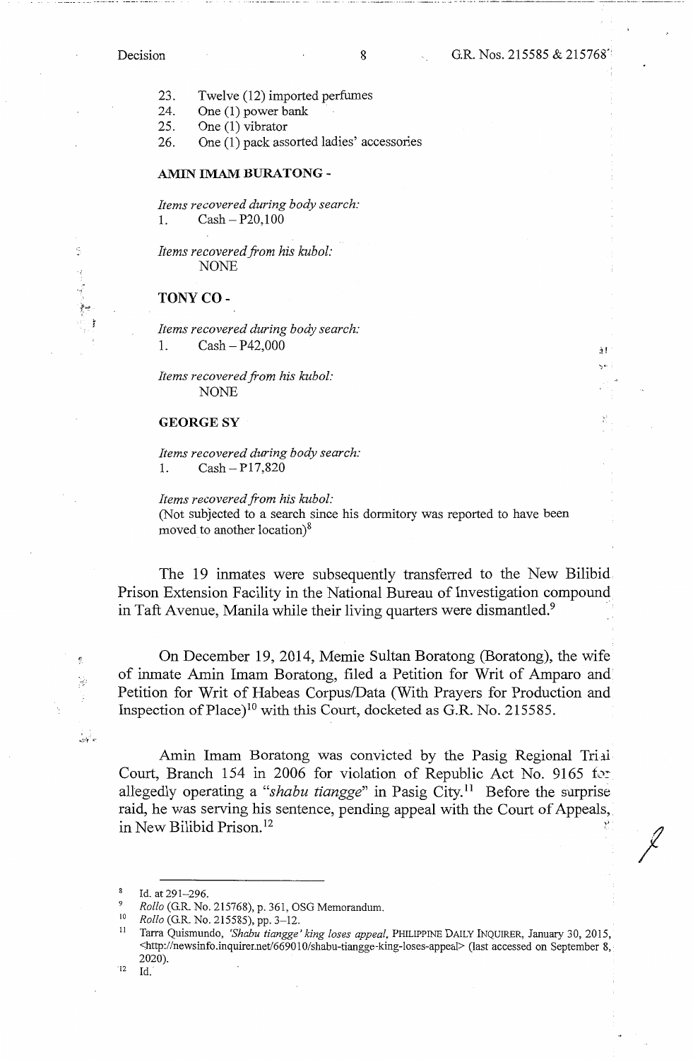23. Twelve (12) imported perfumes
24. One (1) power bank
25. One (1) vibrator
26. One (1) pack assorted ladies' accessories

**AMIN IMAM BURATONG -**

*Items recovered during body search:*
1. Cash – P20,100

*Items recovered from his kubol:*
NONE

**TONY CO -**

*Items recovered during body search:*
1. Cash – P42,000

*Items recovered from his kubol:*
NONE

**GEORGE SY**

*Items recovered during body search:*
1. Cash – P17,820

*Items recovered from his kubol:*
(Not subjected to a search since his dormitory was reported to have been moved to another location)[8]

The 19 inmates were subsequently transferred to the New Bilibid Prison Extension Facility in the National Bureau of Investigation compound in Taft Avenue, Manila while their living quarters were dismantled.[9]

On December 19, 2014, Memie Sultan Boratong (Boratong), the wife of inmate Amin Imam Boratong, filed a Petition for Writ of Amparo and Petition for Writ of Habeas Corpus/Data (With Prayers for Production and Inspection of Place)[10] with this Court, docketed as G.R. No. 215585.

Amin Imam Boratong was convicted by the Pasig Regional Trial Court, Branch 154 in 2006 for violation of Republic Act No. 9165 for allegedly operating a "*shabu tiangge*" in Pasig City.[11] Before the surprise raid, he was serving his sentence, pending appeal with the Court of Appeals, in New Bilibid Prison.[12]

---

[8] Id. at 291–296.

[9] *Rollo* (G.R. No. 215768), p. 361, OSG Memorandum.

[10] *Rollo* (G.R. No. 215585), pp. 3–12.

[11] Tarra Quismundo, *'Shabu tiangge' king loses appeal*, PHILIPPINE DAILY INQUIRER, January 30, 2015, <http://newsinfo.inquirer.net/669010/shabu-tiangge-king-loses-appeal> (last accessed on September 8, 2020).

[12] Id.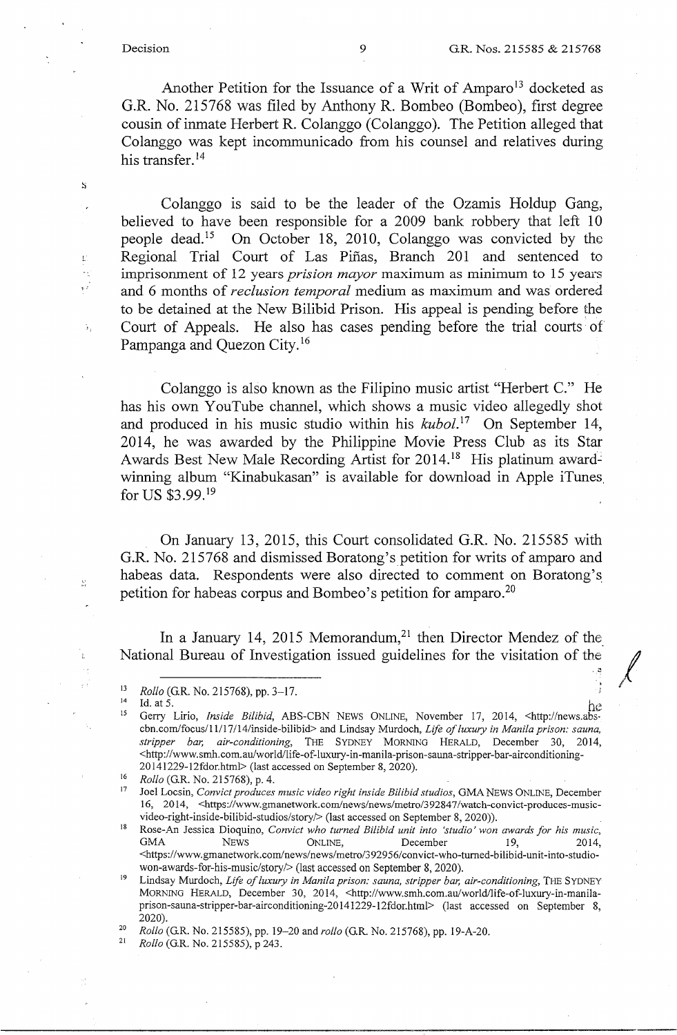Another Petition for the Issuance of a Writ of Amparo[13] docketed as G.R. No. 215768 was filed by Anthony R. Bombeo (Bombeo), first degree cousin of inmate Herbert R. Colanggo (Colanggo). The Petition alleged that Colanggo was kept incommunicado from his counsel and relatives during his transfer.[14]

Colanggo is said to be the leader of the Ozamis Holdup Gang, believed to have been responsible for a 2009 bank robbery that left 10 people dead.[15] On October 18, 2010, Colanggo was convicted by the Regional Trial Court of Las Piñas, Branch 201 and sentenced to imprisonment of 12 years *prision mayor* maximum as minimum to 15 years and 6 months of *reclusion temporal* medium as maximum and was ordered to be detained at the New Bilibid Prison. His appeal is pending before the Court of Appeals. He also has cases pending before the trial courts of Pampanga and Quezon City.[16]

Colanggo is also known as the Filipino music artist "Herbert C." He has his own YouTube channel, which shows a music video allegedly shot and produced in his music studio within his *kubol*.[17] On September 14, 2014, he was awarded by the Philippine Movie Press Club as its Star Awards Best New Male Recording Artist for 2014.[18] His platinum award-winning album "Kinabukasan" is available for download in Apple iTunes for US $3.99.[19]

On January 13, 2015, this Court consolidated G.R. No. 215585 with G.R. No. 215768 and dismissed Boratong's petition for writs of amparo and habeas data. Respondents were also directed to comment on Boratong's petition for habeas corpus and Bombeo's petition for amparo.[20]

In a January 14, 2015 Memorandum,[21] then Director Mendez of the National Bureau of Investigation issued guidelines for the visitation of the

---

[13] *Rollo* (G.R. No. 215768), pp. 3–17.

[14] Id. at 5.

[15] Gerry Lirio, *Inside Bilibid*, ABS-CBN NEWS ONLINE, November 17, 2014, <http://news.abs-cbn.com/focus/11/17/14/inside-bilibid> and Lindsay Murdoch, *Life of luxury in Manila prison: sauna, stripper bar, air-conditioning*, THE SYDNEY MORNING HERALD, December 30, 2014, <http://www.smh.com.au/world/life-of-luxury-in-manila-prison-sauna-stripper-bar-airconditioning-20141229-12fdor.html> (last accessed on September 8, 2020).

[16] *Rollo* (G.R. No. 215768), p. 4.

[17] Joel Locsin, *Convict produces music video right inside Bilibid studios*, GMA NEWS ONLINE, December 16, 2014, <https://www.gmanetwork.com/news/news/metro/392847/watch-convict-produces-music-video-right-inside-bilibid-studios/story/> (last accessed on September 8, 2020)).

[18] Rose-An Jessica Dioquino, *Convict who turned Bilibid unit into 'studio' won awards for his music*, GMA NEWS ONLINE, December 19, 2014, <https://www.gmanetwork.com/news/news/metro/392956/convict-who-turned-bilibid-unit-into-studio-won-awards-for-his-music/story/> (last accessed on September 8, 2020).

[19] Lindsay Murdoch, *Life of luxury in Manila prison: sauna, stripper bar, air-conditioning*, THE SYDNEY MORNING HERALD, December 30, 2014, <http://www.smh.com.au/world/life-of-luxury-in-manila-prison-sauna-stripper-bar-airconditioning-20141229-12fdor.html> (last accessed on September 8, 2020).

[20] *Rollo* (G.R. No. 215585), pp. 19–20 and *rollo* (G.R. No. 215768), pp. 19-A-20.

[21] *Rollo* (G.R. No. 215585), p 243.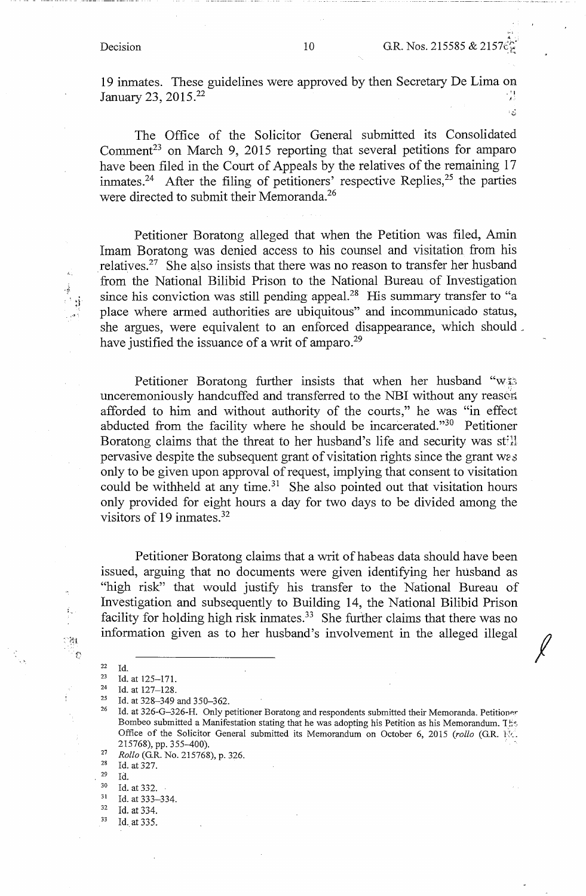19 inmates. These guidelines were approved by then Secretary De Lima on January 23, 2015.[22]

The Office of the Solicitor General submitted its Consolidated Comment[23] on March 9, 2015 reporting that several petitions for amparo have been filed in the Court of Appeals by the relatives of the remaining 17 inmates.[24] After the filing of petitioners' respective Replies,[25] the parties were directed to submit their Memoranda.[26]

Petitioner Boratong alleged that when the Petition was filed, Amin Imam Boratong was denied access to his counsel and visitation from his relatives.[27] She also insists that there was no reason to transfer her husband from the National Bilibid Prison to the National Bureau of Investigation since his conviction was still pending appeal.[28] His summary transfer to "a place where armed authorities are ubiquitous" and incommunicado status, she argues, were equivalent to an enforced disappearance, which should have justified the issuance of a writ of amparo.[29]

Petitioner Boratong further insists that when her husband "was unceremoniously handcuffed and transferred to the NBI without any reason afforded to him and without authority of the courts," he was "in effect abducted from the facility where he should be incarcerated."[30] Petitioner Boratong claims that the threat to her husband's life and security was still pervasive despite the subsequent grant of visitation rights since the grant was only to be given upon approval of request, implying that consent to visitation could be withheld at any time.[31] She also pointed out that visitation hours only provided for eight hours a day for two days to be divided among the visitors of 19 inmates.[32]

Petitioner Boratong claims that a writ of habeas data should have been issued, arguing that no documents were given identifying her husband as "high risk" that would justify his transfer to the National Bureau of Investigation and subsequently to Building 14, the National Bilibid Prison facility for holding high risk inmates.[33] She further claims that there was no information given as to her husband's involvement in the alleged illegal

---

[22] Id.

[23] Id. at 125–171.

[24] Id. at 127–128.

[25] Id. at 328–349 and 350–362.

[26] Id. at 326-G–326-H. Only petitioner Boratong and respondents submitted their Memoranda. Petitioner Bombeo submitted a Manifestation stating that he was adopting his Petition as his Memorandum. The Office of the Solicitor General submitted its Memorandum on October 6, 2015 (*rollo* (G.R. No. 215768), pp. 355–400).

[27] *Rollo* (G.R. No. 215768), p. 326.

[28] Id. at 327.

[29] Id.

[30] Id. at 332.

[31] Id. at 333–334.

[32] Id. at 334.

[33] Id. at 335.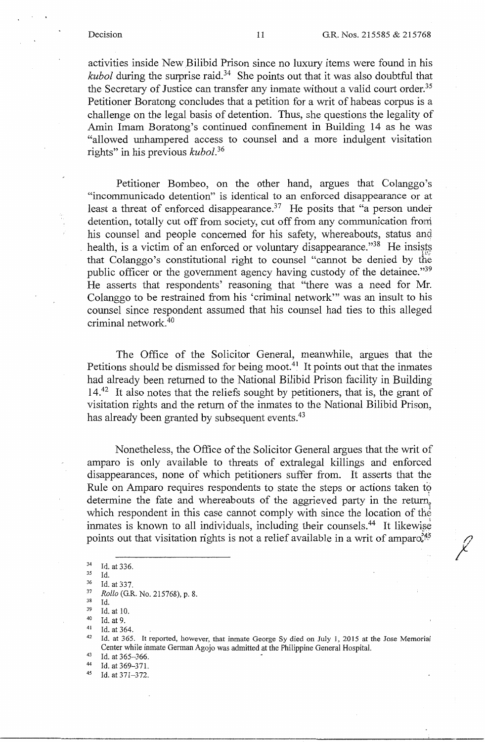activities inside New Bilibid Prison since no luxury items were found in his *kubol* during the surprise raid.[34] She points out that it was also doubtful that the Secretary of Justice can transfer any inmate without a valid court order.[35] Petitioner Boratong concludes that a petition for a writ of habeas corpus is a challenge on the legal basis of detention. Thus, she questions the legality of Amin Imam Boratong's continued confinement in Building 14 as he was "allowed unhampered access to counsel and a more indulgent visitation rights" in his previous *kubol*.[36]

Petitioner Bombeo, on the other hand, argues that Colanggo's "incommunicado detention" is identical to an enforced disappearance or at least a threat of enforced disappearance.[37] He posits that "a person under detention, totally cut off from society, cut off from any communication from his counsel and people concerned for his safety, whereabouts, status and health, is a victim of an enforced or voluntary disappearance."[38] He insists that Colanggo's constitutional right to counsel "cannot be denied by the public officer or the government agency having custody of the detainee."[39] He asserts that respondents' reasoning that "there was a need for Mr. Colanggo to be restrained from his 'criminal network'" was an insult to his counsel since respondent assumed that his counsel had ties to this alleged criminal network.[40]

The Office of the Solicitor General, meanwhile, argues that the Petitions should be dismissed for being moot.[41] It points out that the inmates had already been returned to the National Bilibid Prison facility in Building 14.[42] It also notes that the reliefs sought by petitioners, that is, the grant of visitation rights and the return of the inmates to the National Bilibid Prison, has already been granted by subsequent events.[43]

Nonetheless, the Office of the Solicitor General argues that the writ of amparo is only available to threats of extralegal killings and enforced disappearances, none of which petitioners suffer from. It asserts that the Rule on Amparo requires respondents to state the steps or actions taken to determine the fate and whereabouts of the aggrieved party in the return, which respondent in this case cannot comply with since the location of the inmates is known to all individuals, including their counsels.[44] It likewise points out that visitation rights is not a relief available in a writ of amparo.[45]

---

[34] Id. at 336.
[35] Id.
[36] Id. at 337.
[37] *Rollo* (G.R. No. 215768), p. 8.
[38] Id.
[39] Id. at 10.
[40] Id. at 9.
[41] Id. at 364.
[42] Id. at 365. It reported, however, that inmate George Sy died on July 1, 2015 at the Jose Memorial Center while inmate German Agojo was admitted at the Philippine General Hospital.
[43] Id. at 365–366.
[44] Id. at 369–371.
[45] Id. at 371–372.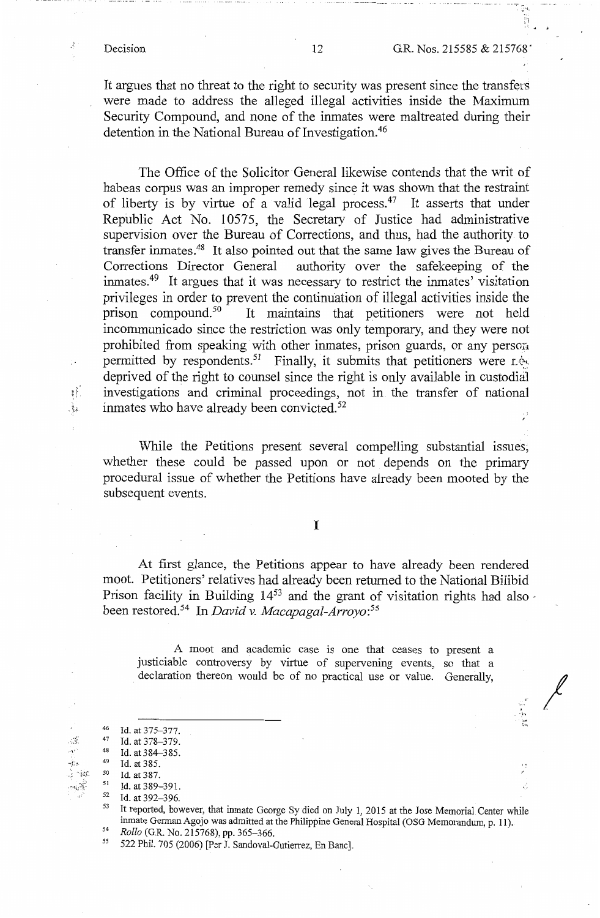It argues that no threat to the right to security was present since the transfers were made to address the alleged illegal activities inside the Maximum Security Compound, and none of the inmates were maltreated during their detention in the National Bureau of Investigation.[46]

The Office of the Solicitor General likewise contends that the writ of habeas corpus was an improper remedy since it was shown that the restraint of liberty is by virtue of a valid legal process.[47] It asserts that under Republic Act No. 10575, the Secretary of Justice had administrative supervision over the Bureau of Corrections, and thus, had the authority to transfer inmates.[48] It also pointed out that the same law gives the Bureau of Corrections Director General authority over the safekeeping of the inmates.[49] It argues that it was necessary to restrict the inmates' visitation privileges in order to prevent the continuation of illegal activities inside the prison compound.[50] It maintains that petitioners were not held incommunicado since the restriction was only temporary, and they were not prohibited from speaking with other inmates, prison guards, or any person permitted by respondents.[51] Finally, it submits that petitioners were not deprived of the right to counsel since the right is only available in custodial investigations and criminal proceedings, not in the transfer of national inmates who have already been convicted.[52]

While the Petitions present several compelling substantial issues, whether these could be passed upon or not depends on the primary procedural issue of whether the Petitions have already been mooted by the subsequent events.

## I

At first glance, the Petitions appear to have already been rendered moot. Petitioners' relatives had already been returned to the National Bilibid Prison facility in Building 14[53] and the grant of visitation rights had also been restored.[54] In *David v. Macapagal-Arroyo*:[55]

> A moot and academic case is one that ceases to present a justiciable controversy by virtue of supervening events, so that a declaration thereon would be of no practical use or value. Generally,

---

[46] Id. at 375–377.

[47] Id. at 378–379.

[48] Id. at 384–385.

[49] Id. at 385.

[50] Id. at 387.

[51] Id. at 389–391.

[52] Id. at 392–396.

[53] It reported, however, that inmate George Sy died on July 1, 2015 at the Jose Memorial Center while inmate German Agojo was admitted at the Philippine General Hospital (OSG Memorandum, p. 11).

[54] *Rollo* (G.R. No. 215768), pp. 365–366.

[55] 522 Phil. 705 (2006) [Per J. Sandoval-Gutierrez, En Banc].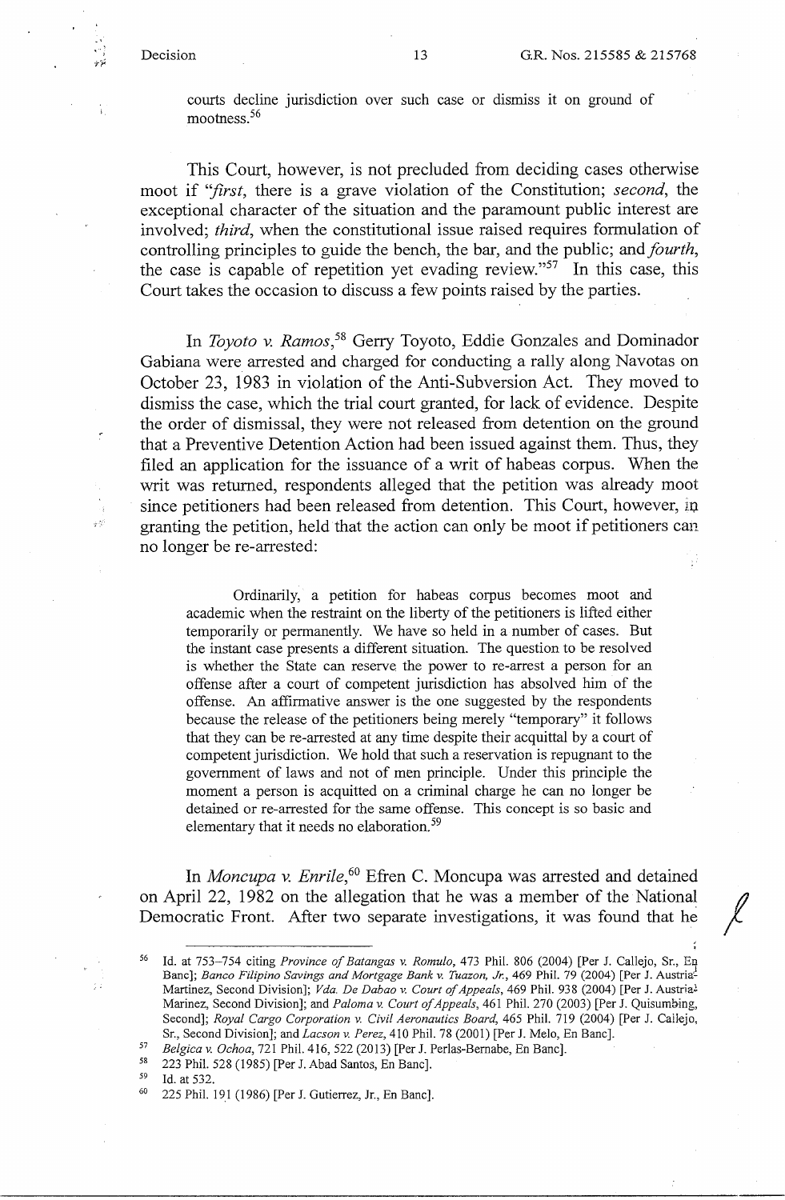courts decline jurisdiction over such case or dismiss it on ground of mootness.[56]

This Court, however, is not precluded from deciding cases otherwise moot if "*first*, there is a grave violation of the Constitution; *second*, the exceptional character of the situation and the paramount public interest are involved; *third*, when the constitutional issue raised requires formulation of controlling principles to guide the bench, the bar, and the public; and *fourth*, the case is capable of repetition yet evading review."[57] In this case, this Court takes the occasion to discuss a few points raised by the parties.

In *Toyoto v. Ramos*,[58] Gerry Toyoto, Eddie Gonzales and Dominador Gabiana were arrested and charged for conducting a rally along Navotas on October 23, 1983 in violation of the Anti-Subversion Act. They moved to dismiss the case, which the trial court granted, for lack of evidence. Despite the order of dismissal, they were not released from detention on the ground that a Preventive Detention Action had been issued against them. Thus, they filed an application for the issuance of a writ of habeas corpus. When the writ was returned, respondents alleged that the petition was already moot since petitioners had been released from detention. This Court, however, in granting the petition, held that the action can only be moot if petitioners can no longer be re-arrested:

> Ordinarily, a petition for habeas corpus becomes moot and academic when the restraint on the liberty of the petitioners is lifted either temporarily or permanently. We have so held in a number of cases. But the instant case presents a different situation. The question to be resolved is whether the State can reserve the power to re-arrest a person for an offense after a court of competent jurisdiction has absolved him of the offense. An affirmative answer is the one suggested by the respondents because the release of the petitioners being merely "temporary" it follows that they can be re-arrested at any time despite their acquittal by a court of competent jurisdiction. We hold that such a reservation is repugnant to the government of laws and not of men principle. Under this principle the moment a person is acquitted on a criminal charge he can no longer be detained or re-arrested for the same offense. This concept is so basic and elementary that it needs no elaboration.[59]

In *Moncupa v. Enrile*,[60] Efren C. Moncupa was arrested and detained on April 22, 1982 on the allegation that he was a member of the National Democratic Front. After two separate investigations, it was found that he

---

[56] Id. at 753–754 citing *Province of Batangas v. Romulo*, 473 Phil. 806 (2004) [Per J. Callejo, Sr., En Banc]; *Banco Filipino Savings and Mortgage Bank v. Tuazon, Jr.*, 469 Phil. 79 (2004) [Per J. Austria-Martinez, Second Division]; *Vda. De Dabao v. Court of Appeals*, 469 Phil. 938 (2004) [Per J. Austria-Marinez, Second Division]; and *Paloma v. Court of Appeals*, 461 Phil. 270 (2003) [Per J. Quisumbing, Second]; *Royal Cargo Corporation v. Civil Aeronautics Board*, 465 Phil. 719 (2004) [Per J. Callejo, Sr., Second Division]; and *Lacson v. Perez*, 410 Phil. 78 (2001) [Per J. Melo, En Banc].

[57] *Belgica v. Ochoa*, 721 Phil. 416, 522 (2013) [Per J. Perlas-Bernabe, En Banc].

[58] 223 Phil. 528 (1985) [Per J. Abad Santos, En Banc].

[59] Id. at 532.

[60] 225 Phil. 191 (1986) [Per J. Gutierrez, Jr., En Banc].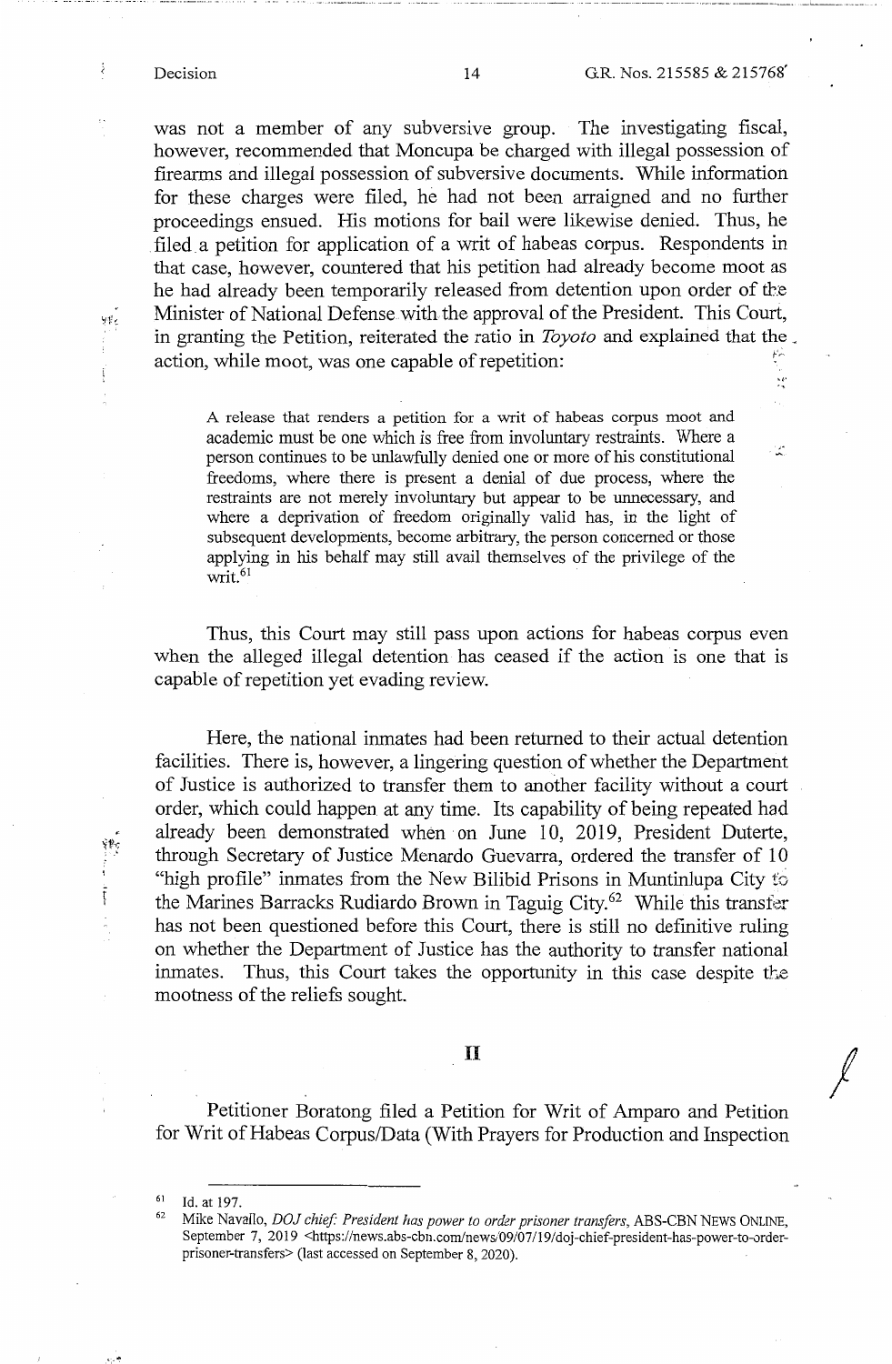was not a member of any subversive group. The investigating fiscal, however, recommended that Moncupa be charged with illegal possession of firearms and illegal possession of subversive documents. While information for these charges were filed, he had not been arraigned and no further proceedings ensued. His motions for bail were likewise denied. Thus, he filed a petition for application of a writ of habeas corpus. Respondents in that case, however, countered that his petition had already become moot as he had already been temporarily released from detention upon order of the Minister of National Defense with the approval of the President. This Court, in granting the Petition, reiterated the ratio in *Toyoto* and explained that the action, while moot, was one capable of repetition:

> A release that renders a petition for a writ of habeas corpus moot and academic must be one which is free from involuntary restraints. Where a person continues to be unlawfully denied one or more of his constitutional freedoms, where there is present a denial of due process, where the restraints are not merely involuntary but appear to be unnecessary, and where a deprivation of freedom originally valid has, in the light of subsequent developments, become arbitrary, the person concerned or those applying in his behalf may still avail themselves of the privilege of the writ.[61]

Thus, this Court may still pass upon actions for habeas corpus even when the alleged illegal detention has ceased if the action is one that is capable of repetition yet evading review.

Here, the national inmates had been returned to their actual detention facilities. There is, however, a lingering question of whether the Department of Justice is authorized to transfer them to another facility without a court order, which could happen at any time. Its capability of being repeated had already been demonstrated when on June 10, 2019, President Duterte, through Secretary of Justice Menardo Guevarra, ordered the transfer of 10 "high profile" inmates from the New Bilibid Prisons in Muntinlupa City to the Marines Barracks Rudiardo Brown in Taguig City.[62] While this transfer has not been questioned before this Court, there is still no definitive ruling on whether the Department of Justice has the authority to transfer national inmates. Thus, this Court takes the opportunity in this case despite the mootness of the reliefs sought.

## II

Petitioner Boratong filed a Petition for Writ of Amparo and Petition for Writ of Habeas Corpus/Data (With Prayers for Production and Inspection

---

[61] Id. at 197.

[62] Mike Navallo, *DOJ chief: President has power to order prisoner transfers*, ABS-CBN NEWS ONLINE, September 7, 2019 <https://news.abs-cbn.com/news/09/07/19/doj-chief-president-has-power-to-order-prisoner-transfers> (last accessed on September 8, 2020).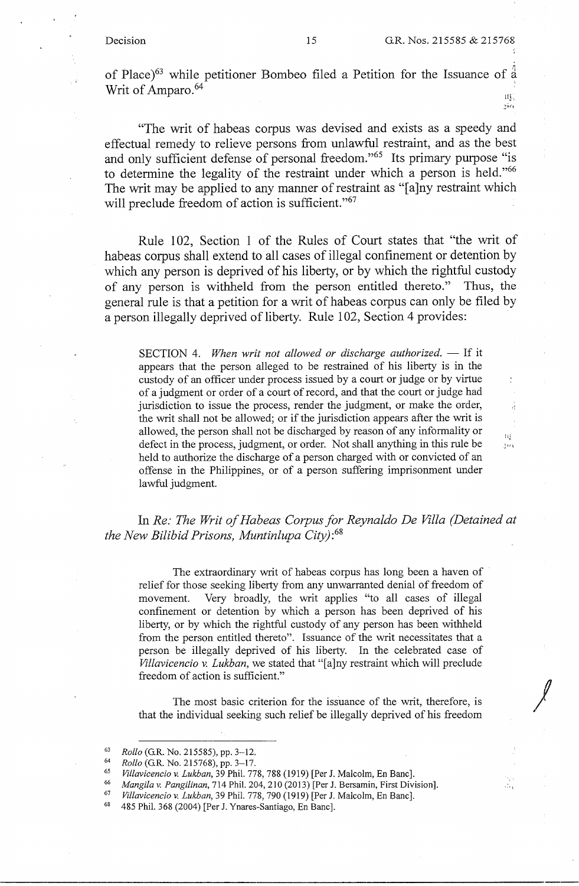of Place)[63] while petitioner Bombeo filed a Petition for the Issuance of a Writ of Amparo.[64]

"The writ of habeas corpus was devised and exists as a speedy and effectual remedy to relieve persons from unlawful restraint, and as the best and only sufficient defense of personal freedom."[65] Its primary purpose "is to determine the legality of the restraint under which a person is held."[66] The writ may be applied to any manner of restraint as "[a]ny restraint which will preclude freedom of action is sufficient."[67]

Rule 102, Section 1 of the Rules of Court states that "the writ of habeas corpus shall extend to all cases of illegal confinement or detention by which any person is deprived of his liberty, or by which the rightful custody of any person is withheld from the person entitled thereto." Thus, the general rule is that a petition for a writ of habeas corpus can only be filed by a person illegally deprived of liberty. Rule 102, Section 4 provides:

> SECTION 4. *When writ not allowed or discharge authorized.* — If it appears that the person alleged to be restrained of his liberty is in the custody of an officer under process issued by a court or judge or by virtue of a judgment or order of a court of record, and that the court or judge had jurisdiction to issue the process, render the judgment, or make the order, the writ shall not be allowed; or if the jurisdiction appears after the writ is allowed, the person shall not be discharged by reason of any informality or defect in the process, judgment, or order. Not shall anything in this rule be held to authorize the discharge of a person charged with or convicted of an offense in the Philippines, or of a person suffering imprisonment under lawful judgment.

In *Re: The Writ of Habeas Corpus for Reynaldo De Villa (Detained at the New Bilibid Prisons, Muntinlupa City)*:[68]

> The extraordinary writ of habeas corpus has long been a haven of relief for those seeking liberty from any unwarranted denial of freedom of movement. Very broadly, the writ applies "to all cases of illegal confinement or detention by which a person has been deprived of his liberty, or by which the rightful custody of any person has been withheld from the person entitled thereto". Issuance of the writ necessitates that a person be illegally deprived of his liberty. In the celebrated case of *Villavicencio v. Lukban*, we stated that "[a]ny restraint which will preclude freedom of action is sufficient."
>
> The most basic criterion for the issuance of the writ, therefore, is that the individual seeking such relief be illegally deprived of his freedom

---

[63] *Rollo* (G.R. No. 215585), pp. 3–12.

[64] *Rollo* (G.R. No. 215768), pp. 3–17.

[65] *Villavicencio v. Lukban*, 39 Phil. 778, 788 (1919) [Per J. Malcolm, En Banc].

[66] *Mangila v. Pangilinan*, 714 Phil. 204, 210 (2013) [Per J. Bersamin, First Division].

[67] *Villavicencio v. Lukban*, 39 Phil. 778, 790 (1919) [Per J. Malcolm, En Banc].

[68] 485 Phil. 368 (2004) [Per J. Ynares-Santiago, En Banc].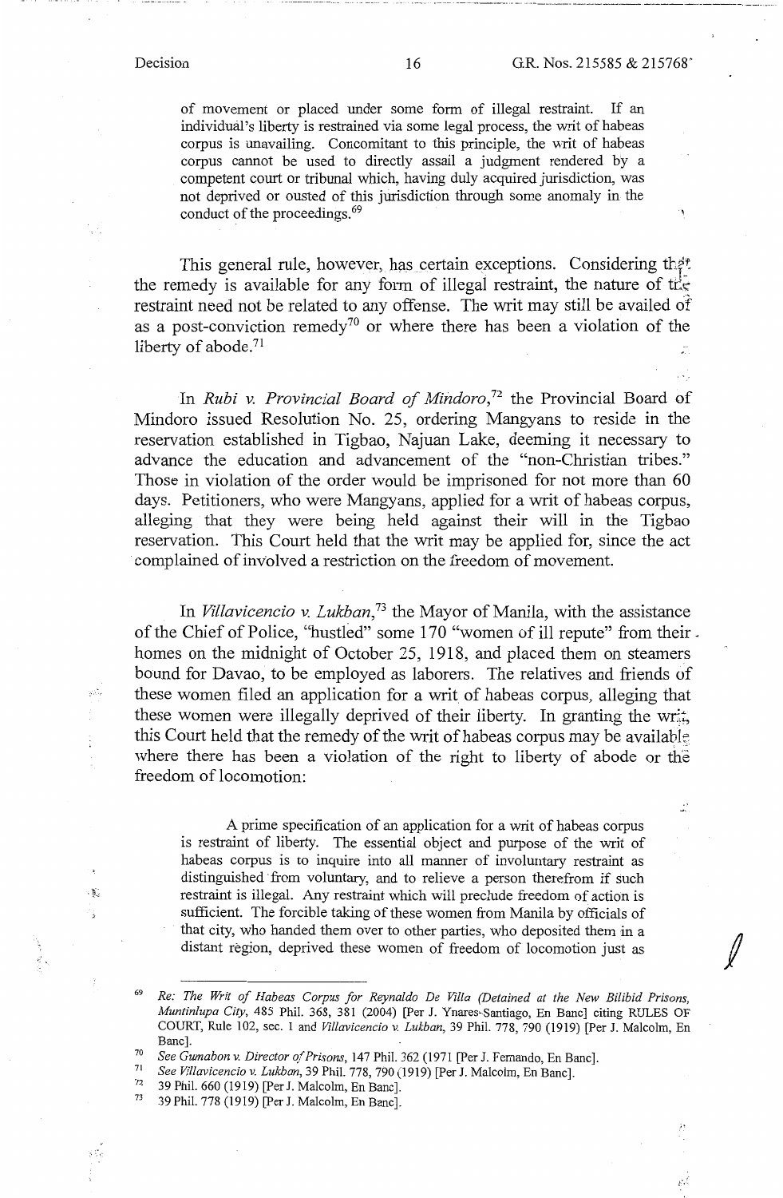of movement or placed under some form of illegal restraint. If an individual's liberty is restrained via some legal process, the writ of habeas corpus is unavailing. Concomitant to this principle, the writ of habeas corpus cannot be used to directly assail a judgment rendered by a competent court or tribunal which, having duly acquired jurisdiction, was not deprived or ousted of this jurisdiction through some anomaly in the conduct of the proceedings.[69]

This general rule, however, has certain exceptions. Considering that the remedy is available for any form of illegal restraint, the nature of the restraint need not be related to any offense. The writ may still be availed of as a post-conviction remedy[70] or where there has been a violation of the liberty of abode.[71]

In *Rubi v. Provincial Board of Mindoro*,[72] the Provincial Board of Mindoro issued Resolution No. 25, ordering Mangyans to reside in the reservation established in Tigbao, Najuan Lake, deeming it necessary to advance the education and advancement of the "non-Christian tribes." Those in violation of the order would be imprisoned for not more than 60 days. Petitioners, who were Mangyans, applied for a writ of habeas corpus, alleging that they were being held against their will in the Tigbao reservation. This Court held that the writ may be applied for, since the act complained of involved a restriction on the freedom of movement.

In *Villavicencio v. Lukban*,[73] the Mayor of Manila, with the assistance of the Chief of Police, "hustled" some 170 "women of ill repute" from their homes on the midnight of October 25, 1918, and placed them on steamers bound for Davao, to be employed as laborers. The relatives and friends of these women filed an application for a writ of habeas corpus, alleging that these women were illegally deprived of their liberty. In granting the writ, this Court held that the remedy of the writ of habeas corpus may be available where there has been a violation of the right to liberty of abode or the freedom of locomotion:

A prime specification of an application for a writ of habeas corpus is restraint of liberty. The essential object and purpose of the writ of habeas corpus is to inquire into all manner of involuntary restraint as distinguished from voluntary, and to relieve a person therefrom if such restraint is illegal. Any restraint which will preclude freedom of action is sufficient. The forcible taking of these women from Manila by officials of that city, who handed them over to other parties, who deposited them in a distant region, deprived these women of freedom of locomotion just as

---

[69] *Re: The Writ of Habeas Corpus for Reynaldo De Villa (Detained at the New Bilibid Prisons, Muntinlupa City*, 485 Phil. 368, 381 (2004) [Per J. Ynares-Santiago, En Banc] citing RULES OF COURT, Rule 102, sec. 1 and *Villavicencio v. Lukban*, 39 Phil. 778, 790 (1919) [Per J. Malcolm, En Banc].

[70] *See Gumabon v. Director of Prisons*, 147 Phil. 362 (1971 [Per J. Fernando, En Banc].

[71] *See Villavicencio v. Lukban*, 39 Phil. 778, 790 (1919) [Per J. Malcolm, En Banc].

[72] 39 Phil. 660 (1919) [Per J. Malcolm, En Banc].

[73] 39 Phil. 778 (1919) [Per J. Malcolm, En Banc].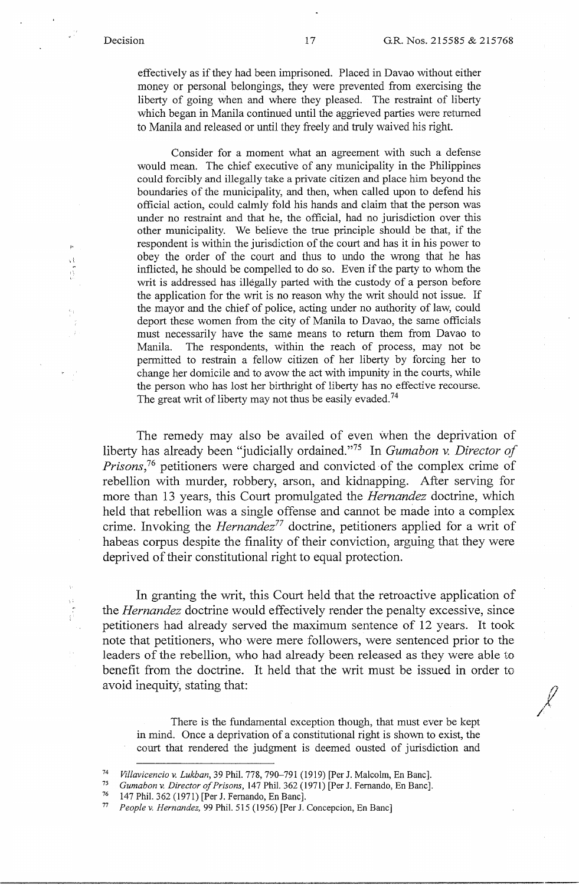> effectively as if they had been imprisoned. Placed in Davao without either money or personal belongings, they were prevented from exercising the liberty of going when and where they pleased. The restraint of liberty which began in Manila continued until the aggrieved parties were returned to Manila and released or until they freely and truly waived his right.
>
> Consider for a moment what an agreement with such a defense would mean. The chief executive of any municipality in the Philippines could forcibly and illegally take a private citizen and place him beyond the boundaries of the municipality, and then, when called upon to defend his official action, could calmly fold his hands and claim that the person was under no restraint and that he, the official, had no jurisdiction over this other municipality. We believe the true principle should be that, if the respondent is within the jurisdiction of the court and has it in his power to obey the order of the court and thus to undo the wrong that he has inflicted, he should be compelled to do so. Even if the party to whom the writ is addressed has illegally parted with the custody of a person before the application for the writ is no reason why the writ should not issue. If the mayor and the chief of police, acting under no authority of law, could deport these women from the city of Manila to Davao, the same officials must necessarily have the same means to return them from Davao to Manila. The respondents, within the reach of process, may not be permitted to restrain a fellow citizen of her liberty by forcing her to change her domicile and to avow the act with impunity in the courts, while the person who has lost her birthright of liberty has no effective recourse. The great writ of liberty may not thus be easily evaded.[74]

The remedy may also be availed of even when the deprivation of liberty has already been "judicially ordained."[75] In *Gumabon v. Director of Prisons*,[76] petitioners were charged and convicted of the complex crime of rebellion with murder, robbery, arson, and kidnapping. After serving for more than 13 years, this Court promulgated the *Hernandez* doctrine, which held that rebellion was a single offense and cannot be made into a complex crime. Invoking the *Hernandez*[77] doctrine, petitioners applied for a writ of habeas corpus despite the finality of their conviction, arguing that they were deprived of their constitutional right to equal protection.

In granting the writ, this Court held that the retroactive application of the *Hernandez* doctrine would effectively render the penalty excessive, since petitioners had already served the maximum sentence of 12 years. It took note that petitioners, who were mere followers, were sentenced prior to the leaders of the rebellion, who had already been released as they were able to benefit from the doctrine. It held that the writ must be issued in order to avoid inequity, stating that:

> There is the fundamental exception though, that must ever be kept in mind. Once a deprivation of a constitutional right is shown to exist, the court that rendered the judgment is deemed ousted of jurisdiction and

---

[74] *Villavicencio v. Lukban*, 39 Phil. 778, 790–791 (1919) [Per J. Malcolm, En Banc].

[75] *Gumabon v. Director of Prisons*, 147 Phil. 362 (1971) [Per J. Fernando, En Banc].

[76] 147 Phil. 362 (1971) [Per J. Fernando, En Banc].

[77] *People v. Hernandez*, 99 Phil. 515 (1956) [Per J. Concepcion, En Banc]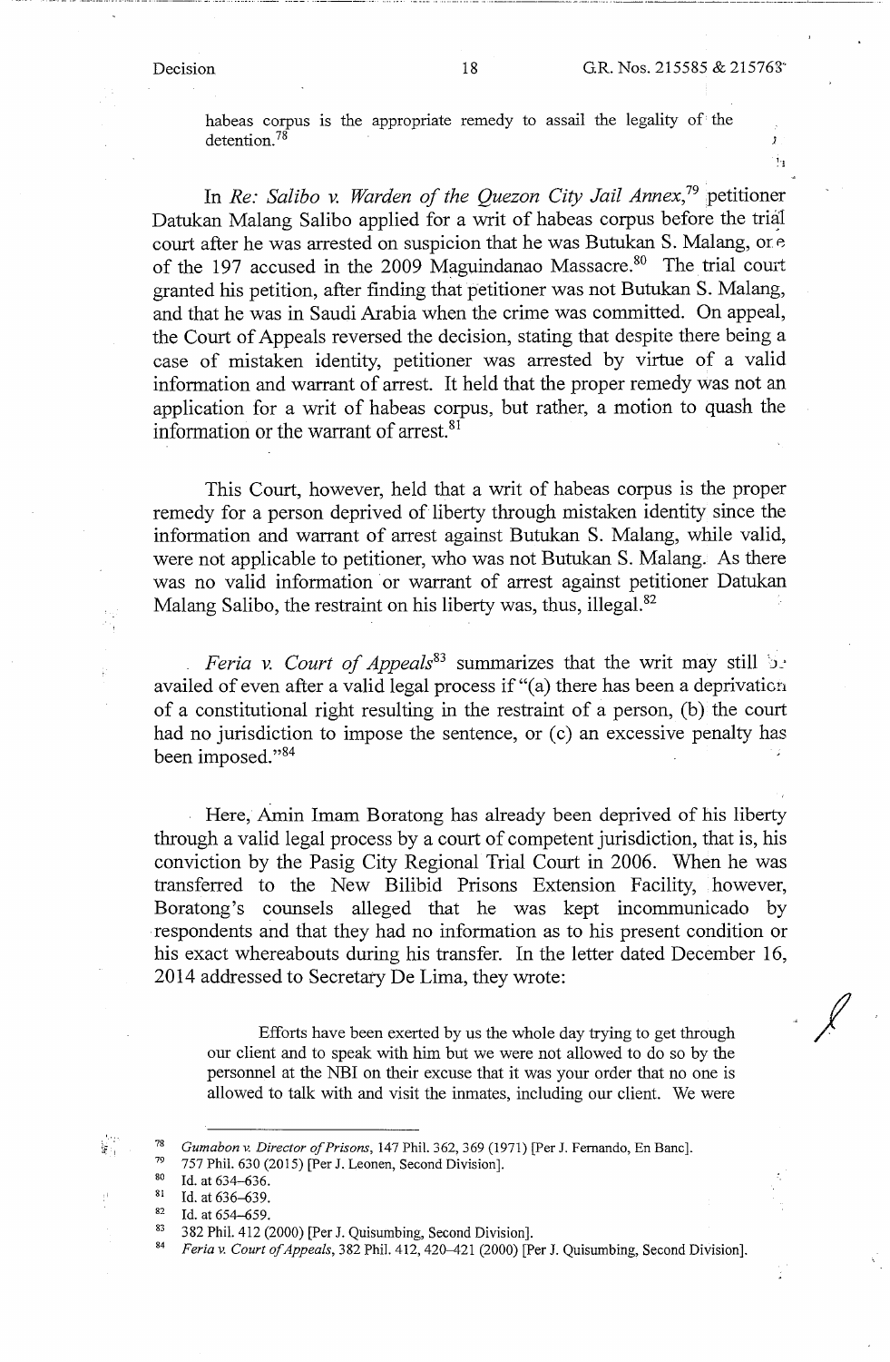habeas corpus is the appropriate remedy to assail the legality of the detention.[78]

In *Re: Salibo v. Warden of the Quezon City Jail Annex*,[79] petitioner Datukan Malang Salibo applied for a writ of habeas corpus before the trial court after he was arrested on suspicion that he was Butukan S. Malang, one of the 197 accused in the 2009 Maguindanao Massacre.[80] The trial court granted his petition, after finding that petitioner was not Butukan S. Malang, and that he was in Saudi Arabia when the crime was committed. On appeal, the Court of Appeals reversed the decision, stating that despite there being a case of mistaken identity, petitioner was arrested by virtue of a valid information and warrant of arrest. It held that the proper remedy was not an application for a writ of habeas corpus, but rather, a motion to quash the information or the warrant of arrest.[81]

This Court, however, held that a writ of habeas corpus is the proper remedy for a person deprived of liberty through mistaken identity since the information and warrant of arrest against Butukan S. Malang, while valid, were not applicable to petitioner, who was not Butukan S. Malang. As there was no valid information or warrant of arrest against petitioner Datukan Malang Salibo, the restraint on his liberty was, thus, illegal.[82]

*Feria v. Court of Appeals*[83] summarizes that the writ may still be availed of even after a valid legal process if "(a) there has been a deprivation of a constitutional right resulting in the restraint of a person, (b) the court had no jurisdiction to impose the sentence, or (c) an excessive penalty has been imposed."[84]

Here, Amin Imam Boratong has already been deprived of his liberty through a valid legal process by a court of competent jurisdiction, that is, his conviction by the Pasig City Regional Trial Court in 2006. When he was transferred to the New Bilibid Prisons Extension Facility, however, Boratong's counsels alleged that he was kept incommunicado by respondents and that they had no information as to his present condition or his exact whereabouts during his transfer. In the letter dated December 16, 2014 addressed to Secretary De Lima, they wrote:

> Efforts have been exerted by us the whole day trying to get through our client and to speak with him but we were not allowed to do so by the personnel at the NBI on their excuse that it was your order that no one is allowed to talk with and visit the inmates, including our client. We were

---

[78] *Gumabon v. Director of Prisons*, 147 Phil. 362, 369 (1971) [Per J. Fernando, En Banc].

[79] 757 Phil. 630 (2015) [Per J. Leonen, Second Division].

[80] Id. at 634–636.

[81] Id. at 636–639.

[82] Id. at 654–659.

[83] 382 Phil. 412 (2000) [Per J. Quisumbing, Second Division].

[84] *Feria v. Court of Appeals*, 382 Phil. 412, 420–421 (2000) [Per J. Quisumbing, Second Division].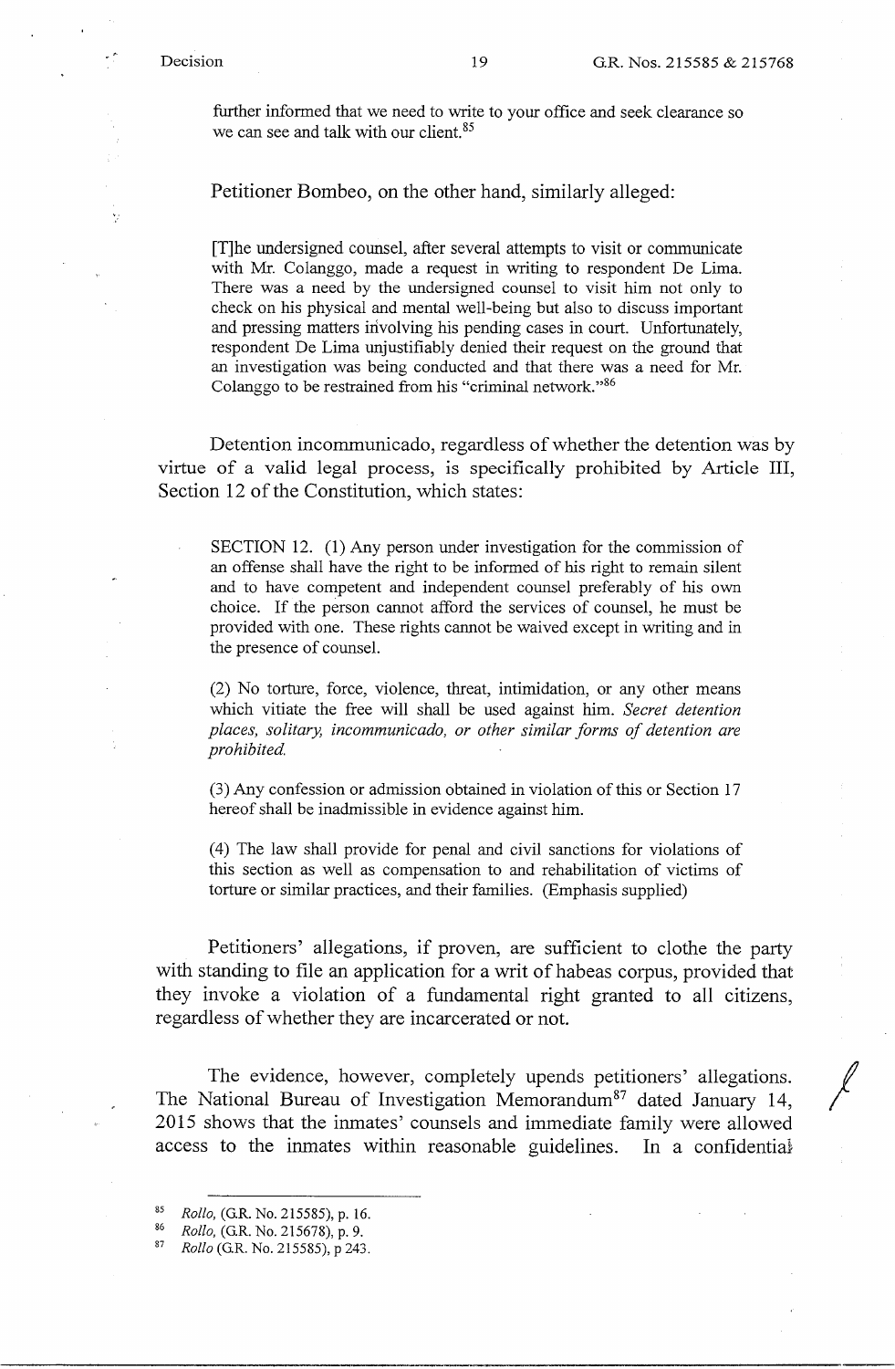> further informed that we need to write to your office and seek clearance so we can see and talk with our client.[85]

Petitioner Bombeo, on the other hand, similarly alleged:

> [T]he undersigned counsel, after several attempts to visit or communicate with Mr. Colanggo, made a request in writing to respondent De Lima. There was a need by the undersigned counsel to visit him not only to check on his physical and mental well-being but also to discuss important and pressing matters involving his pending cases in court. Unfortunately, respondent De Lima unjustifiably denied their request on the ground that an investigation was being conducted and that there was a need for Mr. Colanggo to be restrained from his "criminal network."[86]

Detention incommunicado, regardless of whether the detention was by virtue of a valid legal process, is specifically prohibited by Article III, Section 12 of the Constitution, which states:

> SECTION 12. (1) Any person under investigation for the commission of an offense shall have the right to be informed of his right to remain silent and to have competent and independent counsel preferably of his own choice. If the person cannot afford the services of counsel, he must be provided with one. These rights cannot be waived except in writing and in the presence of counsel.
>
> (2) No torture, force, violence, threat, intimidation, or any other means which vitiate the free will shall be used against him. *Secret detention places, solitary, incommunicado, or other similar forms of detention are prohibited.*
>
> (3) Any confession or admission obtained in violation of this or Section 17 hereof shall be inadmissible in evidence against him.
>
> (4) The law shall provide for penal and civil sanctions for violations of this section as well as compensation to and rehabilitation of victims of torture or similar practices, and their families. (Emphasis supplied)

Petitioners' allegations, if proven, are sufficient to clothe the party with standing to file an application for a writ of habeas corpus, provided that they invoke a violation of a fundamental right granted to all citizens, regardless of whether they are incarcerated or not.

The evidence, however, completely upends petitioners' allegations. The National Bureau of Investigation Memorandum[87] dated January 14, 2015 shows that the inmates' counsels and immediate family were allowed access to the inmates within reasonable guidelines. In a confidential

---

[85] *Rollo*, (G.R. No. 215585), p. 16.

[86] *Rollo*, (G.R. No. 215678), p. 9.

[87] *Rollo* (G.R. No. 215585), p 243.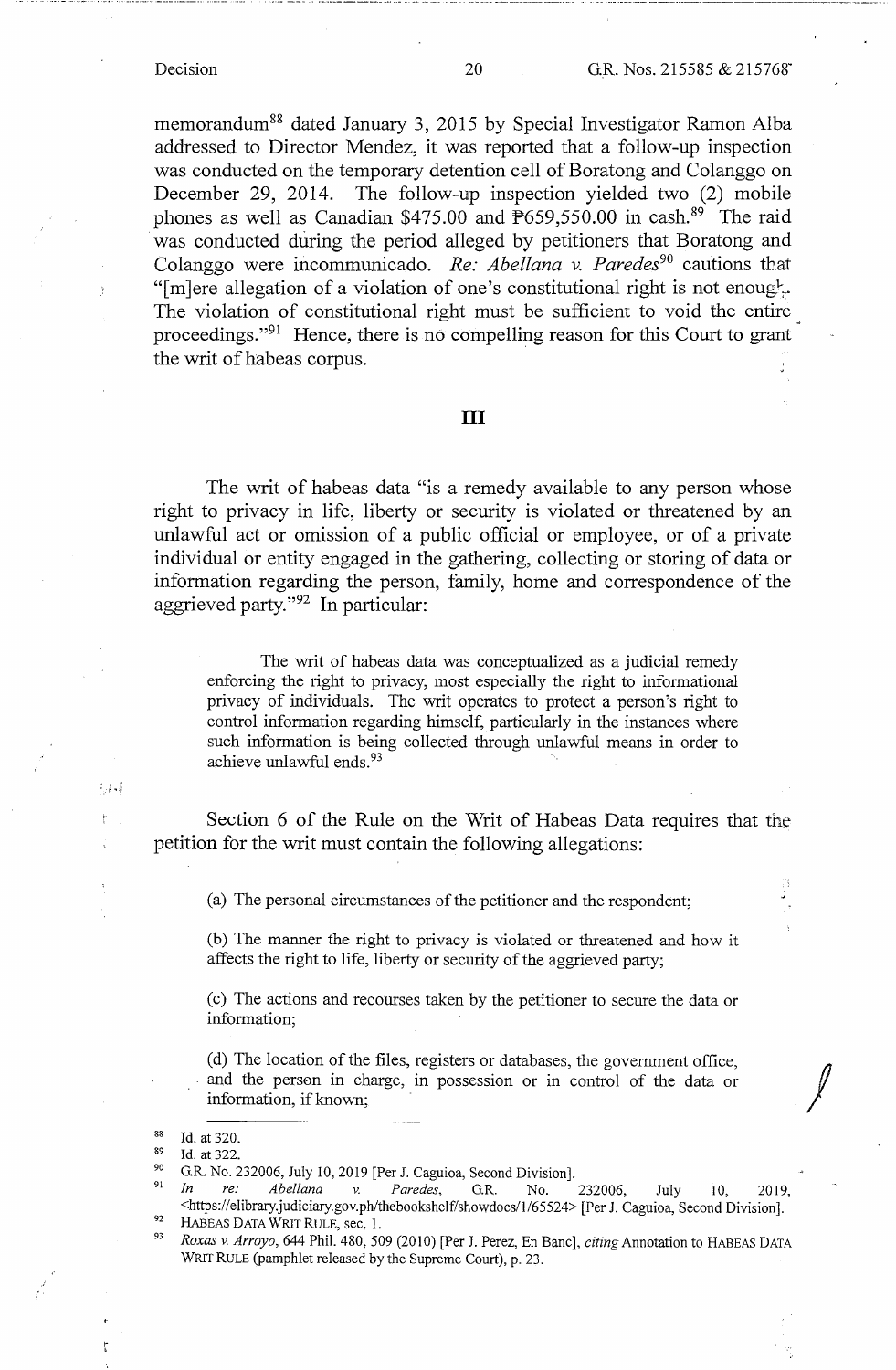memorandum[88] dated January 3, 2015 by Special Investigator Ramon Alba addressed to Director Mendez, it was reported that a follow-up inspection was conducted on the temporary detention cell of Boratong and Colanggo on December 29, 2014. The follow-up inspection yielded two (2) mobile phones as well as Canadian $475.00 and ₱659,550.00 in cash.[89] The raid was conducted during the period alleged by petitioners that Boratong and Colanggo were incommunicado. *Re: Abellana v. Paredes*[90] cautions that "[m]ere allegation of a violation of one's constitutional right is not enough. The violation of constitutional right must be sufficient to void the entire proceedings."[91] Hence, there is no compelling reason for this Court to grant the writ of habeas corpus.

## III

The writ of habeas data "is a remedy available to any person whose right to privacy in life, liberty or security is violated or threatened by an unlawful act or omission of a public official or employee, or of a private individual or entity engaged in the gathering, collecting or storing of data or information regarding the person, family, home and correspondence of the aggrieved party."[92] In particular:

> The writ of habeas data was conceptualized as a judicial remedy enforcing the right to privacy, most especially the right to informational privacy of individuals. The writ operates to protect a person's right to control information regarding himself, particularly in the instances where such information is being collected through unlawful means in order to achieve unlawful ends.[93]

Section 6 of the Rule on the Writ of Habeas Data requires that the petition for the writ must contain the following allegations:

> (a) The personal circumstances of the petitioner and the respondent;
>
> (b) The manner the right to privacy is violated or threatened and how it affects the right to life, liberty or security of the aggrieved party;
>
> (c) The actions and recourses taken by the petitioner to secure the data or information;
>
> (d) The location of the files, registers or databases, the government office, and the person in charge, in possession or in control of the data or information, if known;

---

[88] Id. at 320.

[89] Id. at 322.

[90] G.R. No. 232006, July 10, 2019 [Per J. Caguioa, Second Division].

[91] *In re: Abellana v. Paredes*, G.R. No. 232006, July 10, 2019, <https://elibrary.judiciary.gov.ph/thebookshelf/showdocs/1/65524> [Per J. Caguioa, Second Division].

[92] HABEAS DATA WRIT RULE, sec. 1.

[93] *Roxas v. Arroyo*, 644 Phil. 480, 509 (2010) [Per J. Perez, En Banc], *citing* Annotation to HABEAS DATA WRIT RULE (pamphlet released by the Supreme Court), p. 23.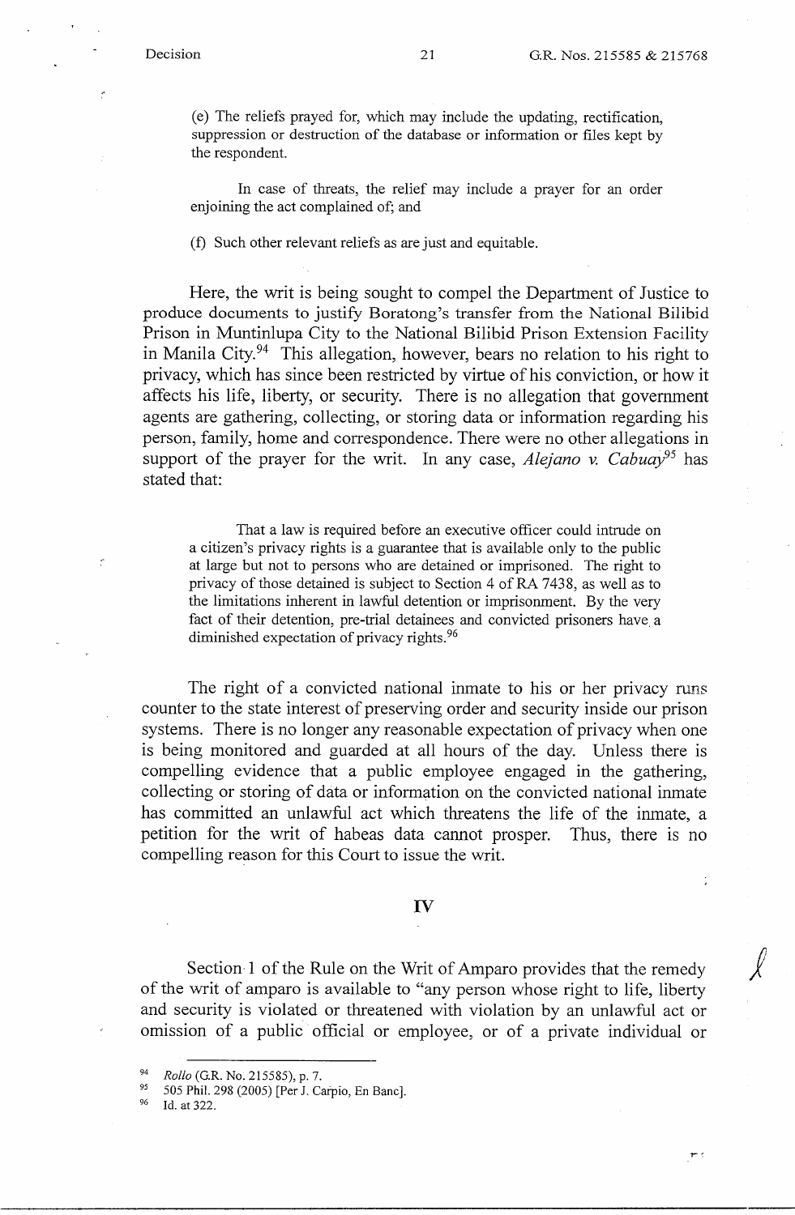(e) The reliefs prayed for, which may include the updating, rectification, suppression or destruction of the database or information or files kept by the respondent.

In case of threats, the relief may include a prayer for an order enjoining the act complained of; and

(f) Such other relevant reliefs as are just and equitable.

Here, the writ is being sought to compel the Department of Justice to produce documents to justify Boratong's transfer from the National Bilibid Prison in Muntinlupa City to the National Bilibid Prison Extension Facility in Manila City.[94] This allegation, however, bears no relation to his right to privacy, which has since been restricted by virtue of his conviction, or how it affects his life, liberty, or security. There is no allegation that government agents are gathering, collecting, or storing data or information regarding his person, family, home and correspondence. There were no other allegations in support of the prayer for the writ. In any case, *Alejano v. Cabuay*[95] has stated that:

> That a law is required before an executive officer could intrude on a citizen's privacy rights is a guarantee that is available only to the public at large but not to persons who are detained or imprisoned. The right to privacy of those detained is subject to Section 4 of RA 7438, as well as to the limitations inherent in lawful detention or imprisonment. By the very fact of their detention, pre-trial detainees and convicted prisoners have a diminished expectation of privacy rights.[96]

The right of a convicted national inmate to his or her privacy runs counter to the state interest of preserving order and security inside our prison systems. There is no longer any reasonable expectation of privacy when one is being monitored and guarded at all hours of the day. Unless there is compelling evidence that a public employee engaged in the gathering, collecting or storing of data or information on the convicted national inmate has committed an unlawful act which threatens the life of the inmate, a petition for the writ of habeas data cannot prosper. Thus, there is no compelling reason for this Court to issue the writ.

## IV

Section 1 of the Rule on the Writ of Amparo provides that the remedy of the writ of amparo is available to "any person whose right to life, liberty and security is violated or threatened with violation by an unlawful act or omission of a public official or employee, or of a private individual or

---

[94] *Rollo* (G.R. No. 215585), p. 7.

[95] 505 Phil. 298 (2005) [Per J. Carpio, En Banc].

[96] Id. at 322.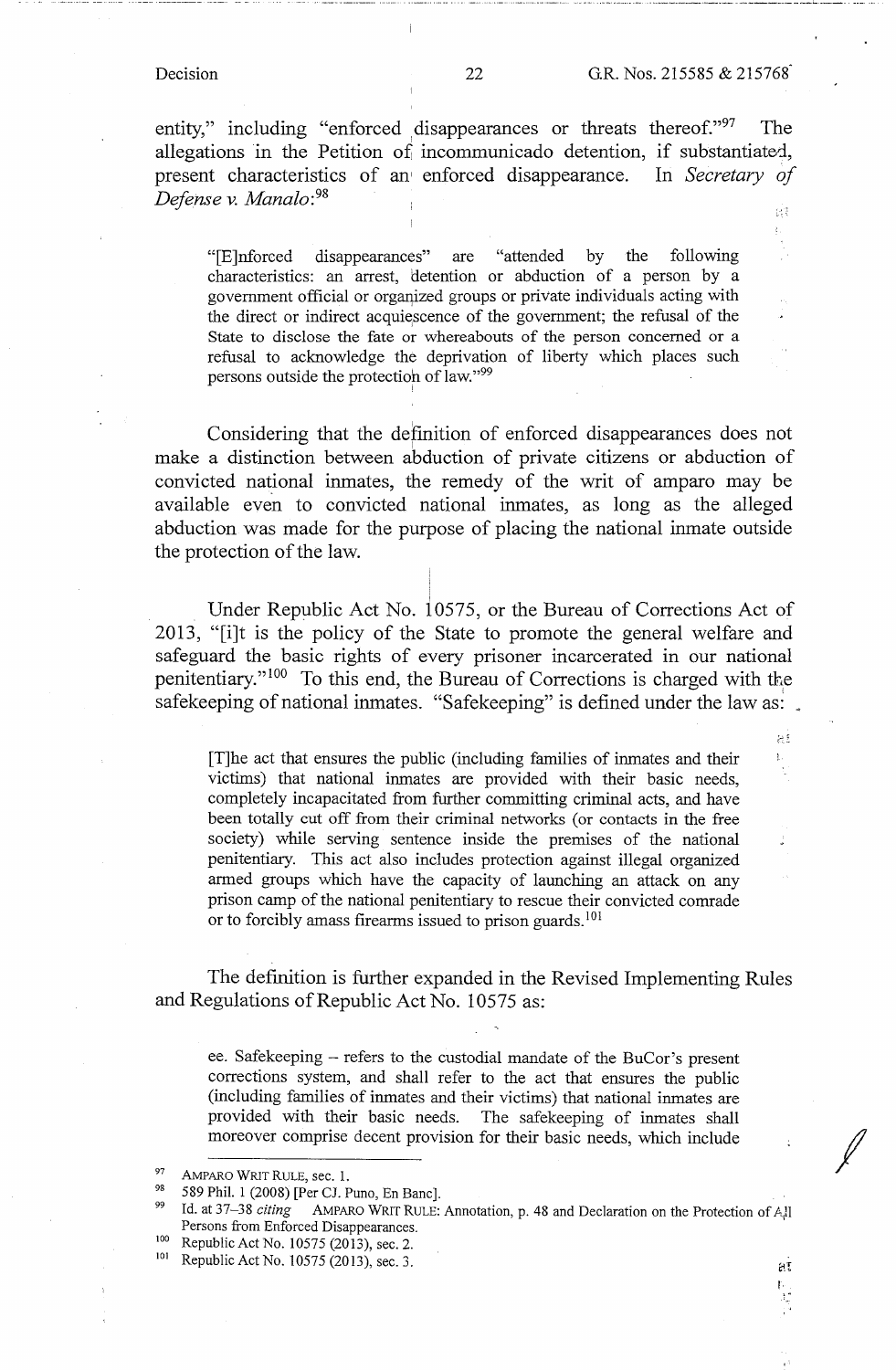entity," including "enforced disappearances or threats thereof."[97] The allegations in the Petition of incommunicado detention, if substantiated, present characteristics of an enforced disappearance. In *Secretary of Defense v. Manalo*:[98]

> "[E]nforced disappearances" are "attended by the following characteristics: an arrest, detention or abduction of a person by a government official or organized groups or private individuals acting with the direct or indirect acquiescence of the government; the refusal of the State to disclose the fate or whereabouts of the person concerned or a refusal to acknowledge the deprivation of liberty which places such persons outside the protection of law."[99]

Considering that the definition of enforced disappearances does not make a distinction between abduction of private citizens or abduction of convicted national inmates, the remedy of the writ of amparo may be available even to convicted national inmates, as long as the alleged abduction was made for the purpose of placing the national inmate outside the protection of the law.

Under Republic Act No. 10575, or the Bureau of Corrections Act of 2013, "[i]t is the policy of the State to promote the general welfare and safeguard the basic rights of every prisoner incarcerated in our national penitentiary."[100] To this end, the Bureau of Corrections is charged with the safekeeping of national inmates. "Safekeeping" is defined under the law as:

> [T]he act that ensures the public (including families of inmates and their victims) that national inmates are provided with their basic needs, completely incapacitated from further committing criminal acts, and have been totally cut off from their criminal networks (or contacts in the free society) while serving sentence inside the premises of the national penitentiary. This act also includes protection against illegal organized armed groups which have the capacity of launching an attack on any prison camp of the national penitentiary to rescue their convicted comrade or to forcibly amass firearms issued to prison guards.[101]

The definition is further expanded in the Revised Implementing Rules and Regulations of Republic Act No. 10575 as:

> ee. Safekeeping – refers to the custodial mandate of the BuCor's present corrections system, and shall refer to the act that ensures the public (including families of inmates and their victims) that national inmates are provided with their basic needs. The safekeeping of inmates shall moreover comprise decent provision for their basic needs, which include

---

[97] AMPARO WRIT RULE, sec. 1.

[98] 589 Phil. 1 (2008) [Per CJ. Puno, En Banc].

[99] Id. at 37–38 *citing* AMPARO WRIT RULE: Annotation, p. 48 and Declaration on the Protection of All Persons from Enforced Disappearances.

[100] Republic Act No. 10575 (2013), sec. 2.

[101] Republic Act No. 10575 (2013), sec. 3.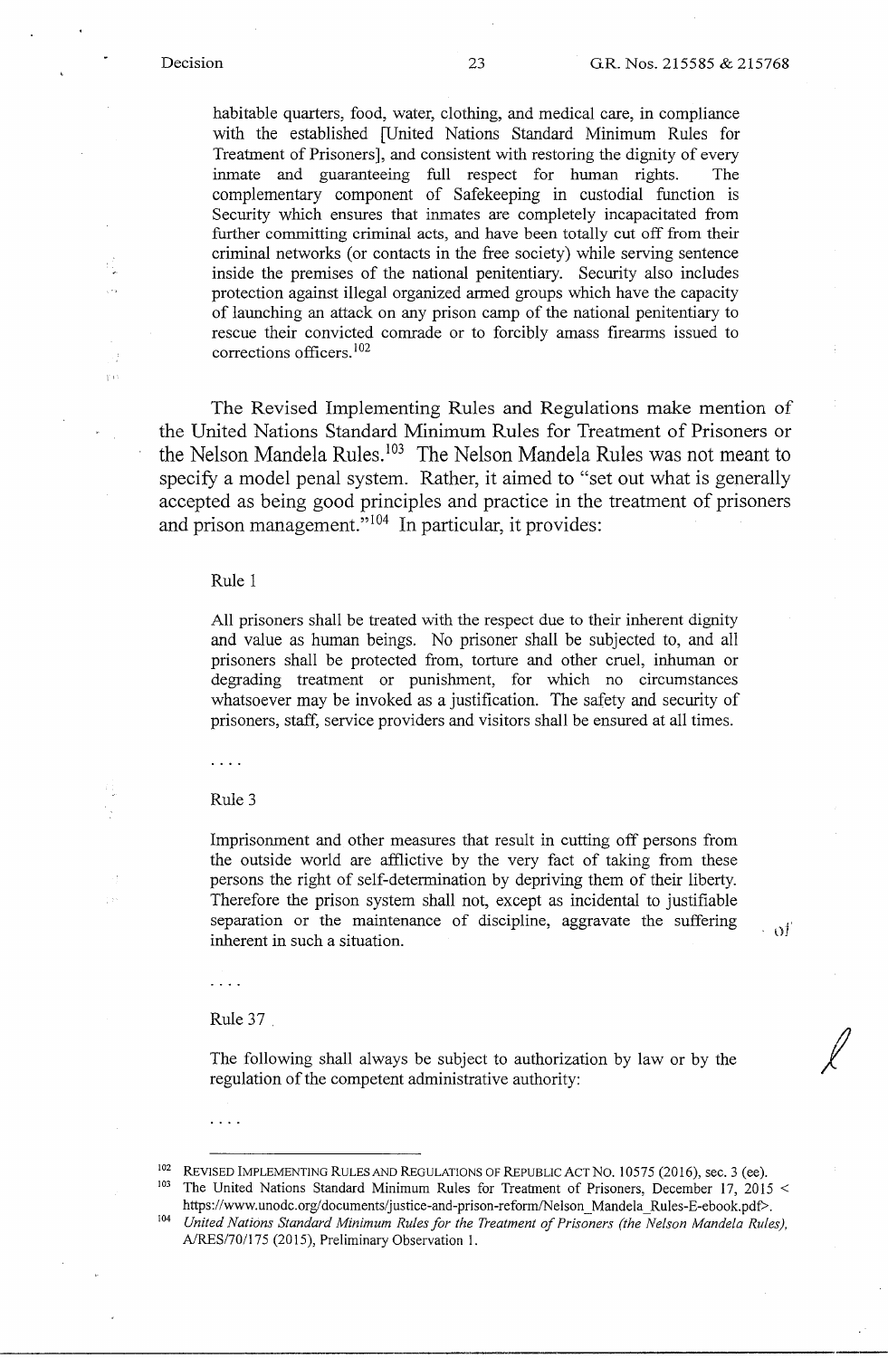> habitable quarters, food, water, clothing, and medical care, in compliance with the established [United Nations Standard Minimum Rules for Treatment of Prisoners], and consistent with restoring the dignity of every inmate and guaranteeing full respect for human rights. The complementary component of Safekeeping in custodial function is Security which ensures that inmates are completely incapacitated from further committing criminal acts, and have been totally cut off from their criminal networks (or contacts in the free society) while serving sentence inside the premises of the national penitentiary. Security also includes protection against illegal organized armed groups which have the capacity of launching an attack on any prison camp of the national penitentiary to rescue their convicted comrade or to forcibly amass firearms issued to corrections officers.[102]

The Revised Implementing Rules and Regulations make mention of the United Nations Standard Minimum Rules for Treatment of Prisoners or the Nelson Mandela Rules.[103] The Nelson Mandela Rules was not meant to specify a model penal system. Rather, it aimed to "set out what is generally accepted as being good principles and practice in the treatment of prisoners and prison management."[104] In particular, it provides:

> Rule 1
>
> All prisoners shall be treated with the respect due to their inherent dignity and value as human beings. No prisoner shall be subjected to, and all prisoners shall be protected from, torture and other cruel, inhuman or degrading treatment or punishment, for which no circumstances whatsoever may be invoked as a justification. The safety and security of prisoners, staff, service providers and visitors shall be ensured at all times.
>
> . . . .
>
> Rule 3
>
> Imprisonment and other measures that result in cutting off persons from the outside world are afflictive by the very fact of taking from these persons the right of self-determination by depriving them of their liberty. Therefore the prison system shall not, except as incidental to justifiable separation or the maintenance of discipline, aggravate the suffering inherent in such a situation.
>
> . . . .
>
> Rule 37
>
> The following shall always be subject to authorization by law or by the regulation of the competent administrative authority:
>
> . . . .

---

[102] REVISED IMPLEMENTING RULES AND REGULATIONS OF REPUBLIC ACT NO. 10575 (2016), sec. 3 (ee).

[103] The United Nations Standard Minimum Rules for Treatment of Prisoners, December 17, 2015 < https://www.unodc.org/documents/justice-and-prison-reform/Nelson_Mandela_Rules-E-ebook.pdf>.

[104] *United Nations Standard Minimum Rules for the Treatment of Prisoners (the Nelson Mandela Rules)*, A/RES/70/175 (2015), Preliminary Observation 1.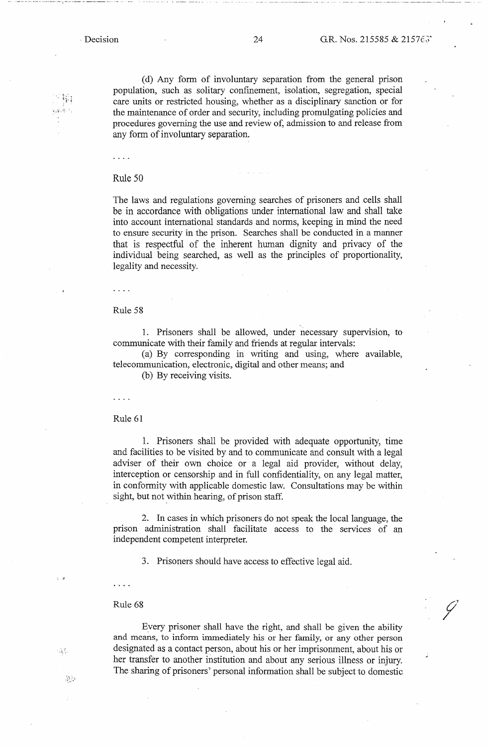(d) Any form of involuntary separation from the general prison population, such as solitary confinement, isolation, segregation, special care units or restricted housing, whether as a disciplinary sanction or for the maintenance of order and security, including promulgating policies and procedures governing the use and review of, admission to and release from any form of involuntary separation.

. . . .

Rule 50

The laws and regulations governing searches of prisoners and cells shall be in accordance with obligations under international law and shall take into account international standards and norms, keeping in mind the need to ensure security in the prison. Searches shall be conducted in a manner that is respectful of the inherent human dignity and privacy of the individual being searched, as well as the principles of proportionality, legality and necessity.

. . . .

Rule 58

1. Prisoners shall be allowed, under necessary supervision, to communicate with their family and friends at regular intervals:

(a) By corresponding in writing and using, where available, telecommunication, electronic, digital and other means; and

(b) By receiving visits.

. . . .

Rule 61

1. Prisoners shall be provided with adequate opportunity, time and facilities to be visited by and to communicate and consult with a legal adviser of their own choice or a legal aid provider, without delay, interception or censorship and in full confidentiality, on any legal matter, in conformity with applicable domestic law. Consultations may be within sight, but not within hearing, of prison staff.

2. In cases in which prisoners do not speak the local language, the prison administration shall facilitate access to the services of an independent competent interpreter.

3. Prisoners should have access to effective legal aid.

. . . .

Rule 68

Every prisoner shall have the right, and shall be given the ability and means, to inform immediately his or her family, or any other person designated as a contact person, about his or her imprisonment, about his or her transfer to another institution and about any serious illness or injury. The sharing of prisoners' personal information shall be subject to domestic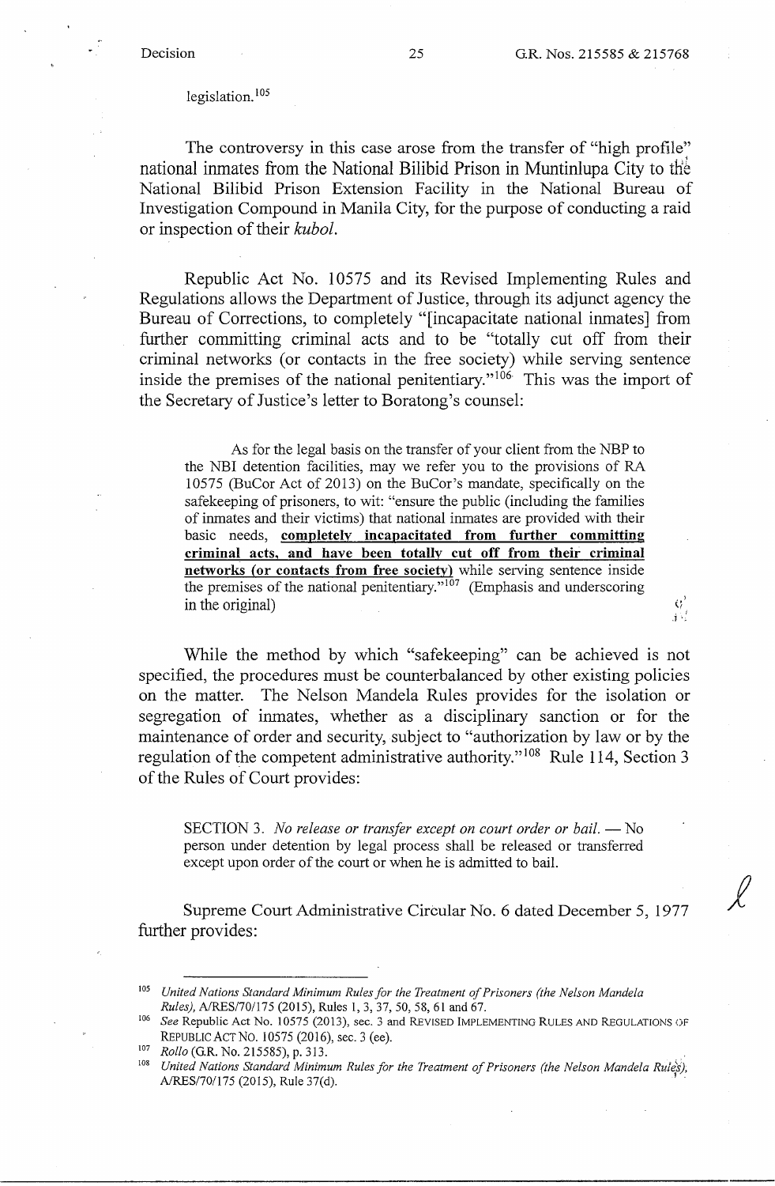legislation.[105]

The controversy in this case arose from the transfer of "high profile" national inmates from the National Bilibid Prison in Muntinlupa City to the National Bilibid Prison Extension Facility in the National Bureau of Investigation Compound in Manila City, for the purpose of conducting a raid or inspection of their *kubol*.

Republic Act No. 10575 and its Revised Implementing Rules and Regulations allows the Department of Justice, through its adjunct agency the Bureau of Corrections, to completely "[incapacitate national inmates] from further committing criminal acts and to be "totally cut off from their criminal networks (or contacts in the free society) while serving sentence inside the premises of the national penitentiary."[106] This was the import of the Secretary of Justice's letter to Boratong's counsel:

> As for the legal basis on the transfer of your client from the NBP to the NBI detention facilities, may we refer you to the provisions of RA 10575 (BuCor Act of 2013) on the BuCor's mandate, specifically on the safekeeping of prisoners, to wit: "ensure the public (including the families of inmates and their victims) that national inmates are provided with their basic needs, **completely incapacitated from further committing criminal acts, and have been totally cut off from their criminal networks (or contacts from free society)** while serving sentence inside the premises of the national penitentiary."[107] (Emphasis and underscoring in the original)

While the method by which "safekeeping" can be achieved is not specified, the procedures must be counterbalanced by other existing policies on the matter. The Nelson Mandela Rules provides for the isolation or segregation of inmates, whether as a disciplinary sanction or for the maintenance of order and security, subject to "authorization by law or by the regulation of the competent administrative authority."[108] Rule 114, Section 3 of the Rules of Court provides:

> SECTION 3. *No release or transfer except on court order or bail.* — No person under detention by legal process shall be released or transferred except upon order of the court or when he is admitted to bail.

Supreme Court Administrative Circular No. 6 dated December 5, 1977 further provides:

---

[105] *United Nations Standard Minimum Rules for the Treatment of Prisoners (the Nelson Mandela Rules)*, A/RES/70/175 (2015), Rules 1, 3, 37, 50, 58, 61 and 67.

[106] *See* Republic Act No. 10575 (2013), sec. 3 and REVISED IMPLEMENTING RULES AND REGULATIONS OF REPUBLIC ACT NO. 10575 (2016), sec. 3 (ee).

[107] *Rollo* (G.R. No. 215585), p. 313.

[108] *United Nations Standard Minimum Rules for the Treatment of Prisoners (the Nelson Mandela Rules)*, A/RES/70/175 (2015), Rule 37(d).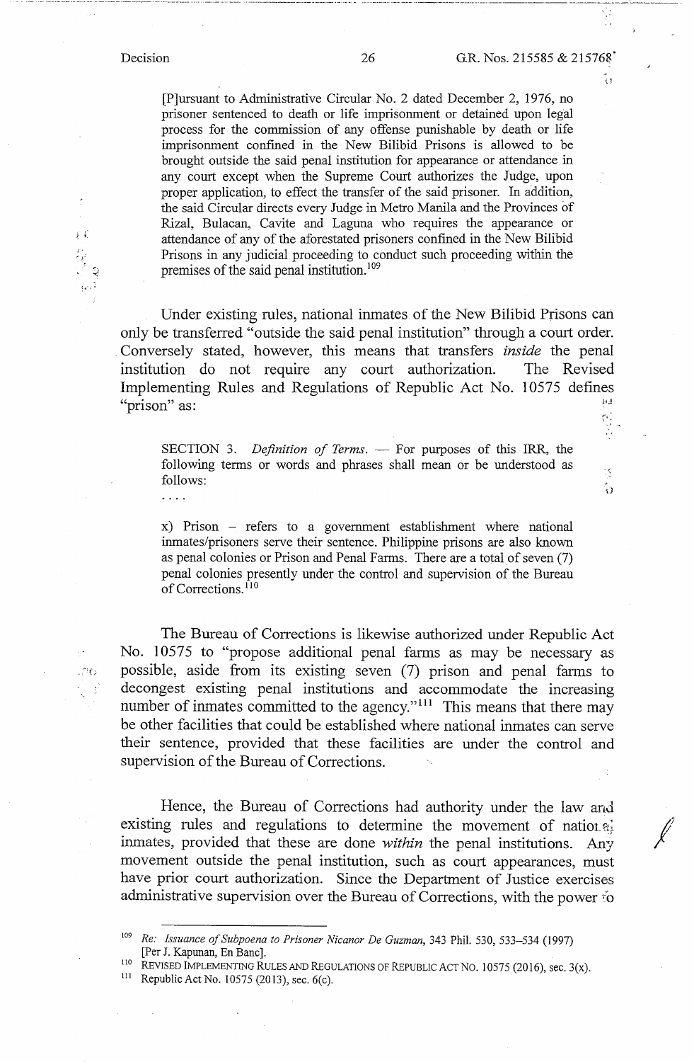> [P]ursuant to Administrative Circular No. 2 dated December 2, 1976, no prisoner sentenced to death or life imprisonment or detained upon legal process for the commission of any offense punishable by death or life imprisonment confined in the New Bilibid Prisons is allowed to be brought outside the said penal institution for appearance or attendance in any court except when the Supreme Court authorizes the Judge, upon proper application, to effect the transfer of the said prisoner. In addition, the said Circular directs every Judge in Metro Manila and the Provinces of Rizal, Bulacan, Cavite and Laguna who requires the appearance or attendance of any of the aforestated prisoners confined in the New Bilibid Prisons in any judicial proceeding to conduct such proceeding within the premises of the said penal institution.[109]

Under existing rules, national inmates of the New Bilibid Prisons can only be transferred "outside the said penal institution" through a court order. Conversely stated, however, this means that transfers *inside* the penal institution do not require any court authorization. The Revised Implementing Rules and Regulations of Republic Act No. 10575 defines "prison" as:

> SECTION 3. *Definition of Terms.* — For purposes of this IRR, the following terms or words and phrases shall mean or be understood as follows:
>
> . . . .
>
> x) Prison – refers to a government establishment where national inmates/prisoners serve their sentence. Philippine prisons are also known as penal colonies or Prison and Penal Farms. There are a total of seven (7) penal colonies presently under the control and supervision of the Bureau of Corrections.[110]

The Bureau of Corrections is likewise authorized under Republic Act No. 10575 to "propose additional penal farms as may be necessary as possible, aside from its existing seven (7) prison and penal farms to decongest existing penal institutions and accommodate the increasing number of inmates committed to the agency."[111] This means that there may be other facilities that could be established where national inmates can serve their sentence, provided that these facilities are under the control and supervision of the Bureau of Corrections.

Hence, the Bureau of Corrections had authority under the law and existing rules and regulations to determine the movement of national inmates, provided that these are done *within* the penal institutions. Any movement outside the penal institution, such as court appearances, must have prior court authorization. Since the Department of Justice exercises administrative supervision over the Bureau of Corrections, with the power to

---

[109] *Re: Issuance of Subpoena to Prisoner Nicanor De Guzman*, 343 Phil. 530, 533–534 (1997) [Per J. Kapunan, En Banc].

[110] REVISED IMPLEMENTING RULES AND REGULATIONS OF REPUBLIC ACT NO. 10575 (2016), sec. 3(x).

[111] Republic Act No. 10575 (2013), sec. 6(c).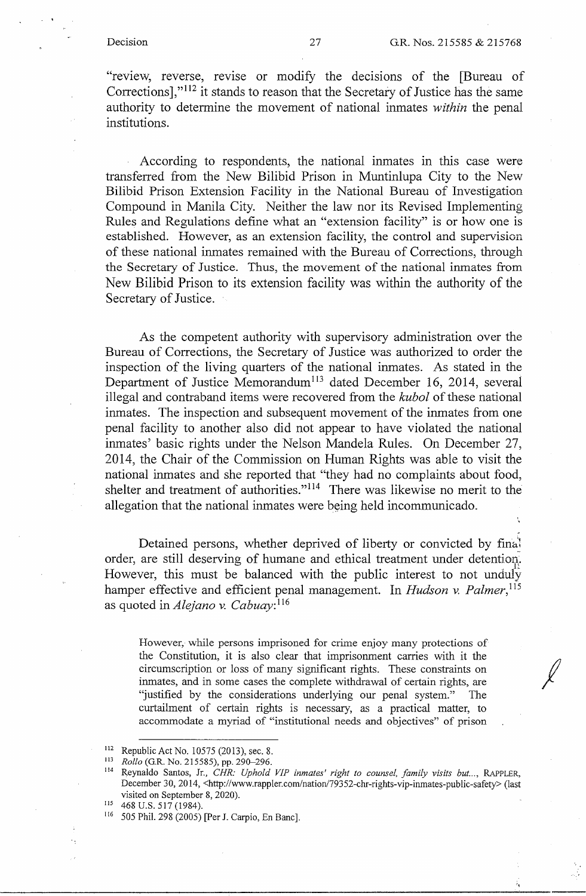"review, reverse, revise or modify the decisions of the [Bureau of Corrections],"[112] it stands to reason that the Secretary of Justice has the same authority to determine the movement of national inmates *within* the penal institutions.

According to respondents, the national inmates in this case were transferred from the New Bilibid Prison in Muntinlupa City to the New Bilibid Prison Extension Facility in the National Bureau of Investigation Compound in Manila City. Neither the law nor its Revised Implementing Rules and Regulations define what an "extension facility" is or how one is established. However, as an extension facility, the control and supervision of these national inmates remained with the Bureau of Corrections, through the Secretary of Justice. Thus, the movement of the national inmates from New Bilibid Prison to its extension facility was within the authority of the Secretary of Justice.

As the competent authority with supervisory administration over the Bureau of Corrections, the Secretary of Justice was authorized to order the inspection of the living quarters of the national inmates. As stated in the Department of Justice Memorandum[113] dated December 16, 2014, several illegal and contraband items were recovered from the *kubol* of these national inmates. The inspection and subsequent movement of the inmates from one penal facility to another also did not appear to have violated the national inmates' basic rights under the Nelson Mandela Rules. On December 27, 2014, the Chair of the Commission on Human Rights was able to visit the national inmates and she reported that "they had no complaints about food, shelter and treatment of authorities."[114] There was likewise no merit to the allegation that the national inmates were being held incommunicado.

Detained persons, whether deprived of liberty or convicted by final order, are still deserving of humane and ethical treatment under detention. However, this must be balanced with the public interest to not unduly hamper effective and efficient penal management. In *Hudson v. Palmer*,[115] as quoted in *Alejano v. Cabuay*:[116]

> However, while persons imprisoned for crime enjoy many protections of the Constitution, it is also clear that imprisonment carries with it the circumscription or loss of many significant rights. These constraints on inmates, and in some cases the complete withdrawal of certain rights, are "justified by the considerations underlying our penal system." The curtailment of certain rights is necessary, as a practical matter, to accommodate a myriad of "institutional needs and objectives" of prison

---

[112] Republic Act No. 10575 (2013), sec. 8.

[113] *Rollo* (G.R. No. 215585), pp. 290–296.

[114] Reynaldo Santos, Jr., *CHR: Uphold VIP inmates' right to counsel, family visits but...*, RAPPLER, December 30, 2014, <http://www.rappler.com/nation/79352-chr-rights-vip-inmates-public-safety> (last visited on September 8, 2020).

[115] 468 U.S. 517 (1984).

[116] 505 Phil. 298 (2005) [Per J. Carpio, En Banc].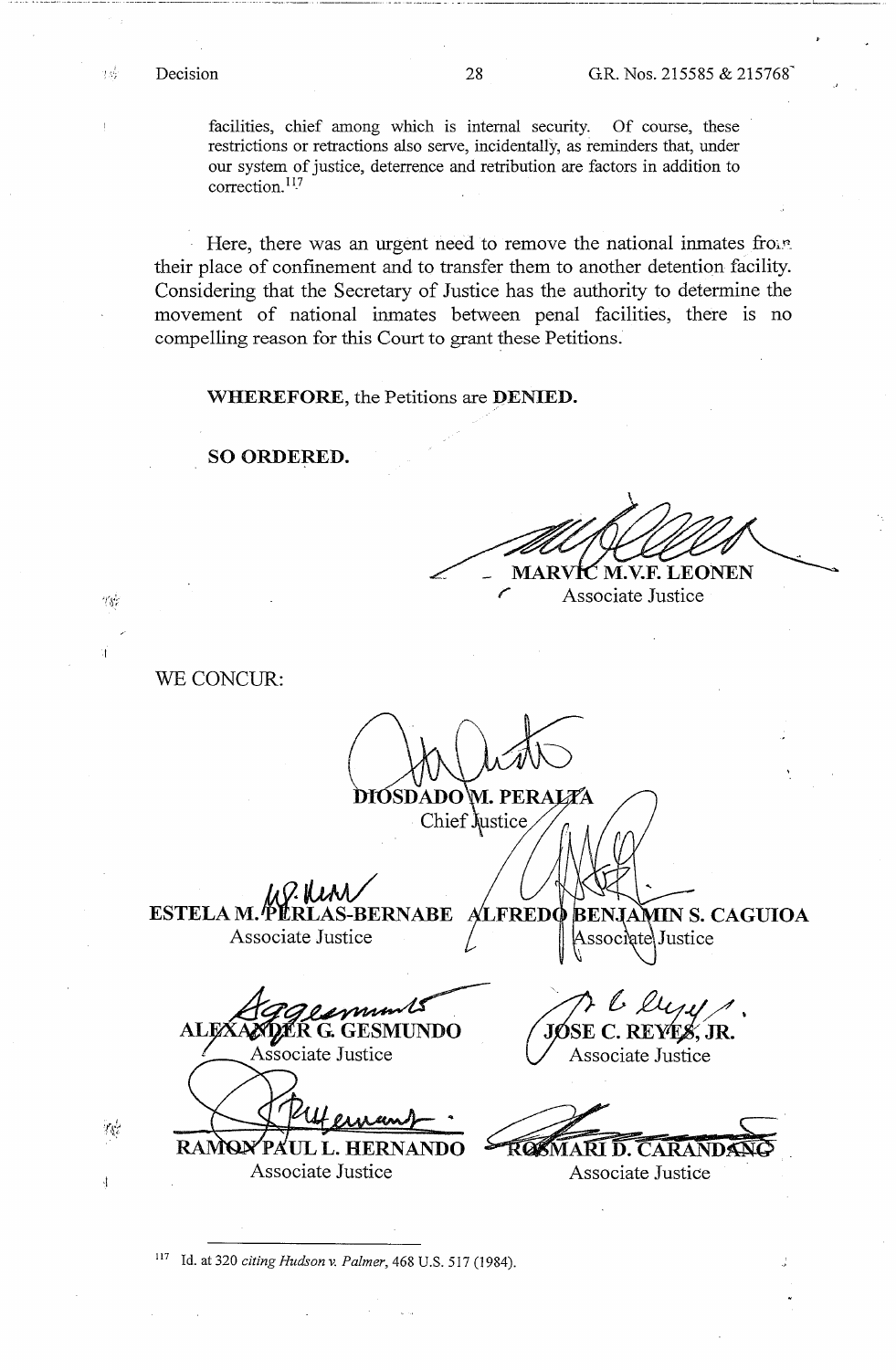facilities, chief among which is internal security. Of course, these restrictions or retractions also serve, incidentally, as reminders that, under our system of justice, deterrence and retribution are factors in addition to correction.[117]

Here, there was an urgent need to remove the national inmates from their place of confinement and to transfer them to another detention facility. Considering that the Secretary of Justice has the authority to determine the movement of national inmates between penal facilities, there is no compelling reason for this Court to grant these Petitions.

**WHEREFORE**, the Petitions are **DENIED.**

**SO ORDERED.**

**MARVIC M.V.F. LEONEN**
Associate Justice

WE CONCUR:

**DIOSDADO M. PERALTA**
Chief Justice

**ESTELA M. PERLAS-BERNABE**
Associate Justice

**ALFREDO BENJAMIN S. CAGUIOA**
Associate Justice

**ALEXANDER G. GESMUNDO**
Associate Justice

**JOSE C. REYES, JR.**
Associate Justice

**RAMON PAUL L. HERNANDO**
Associate Justice

**ROSMARI D. CARANDANG**
Associate Justice

---

[117] Id. at 320 *citing Hudson v. Palmer*, 468 U.S. 517 (1984).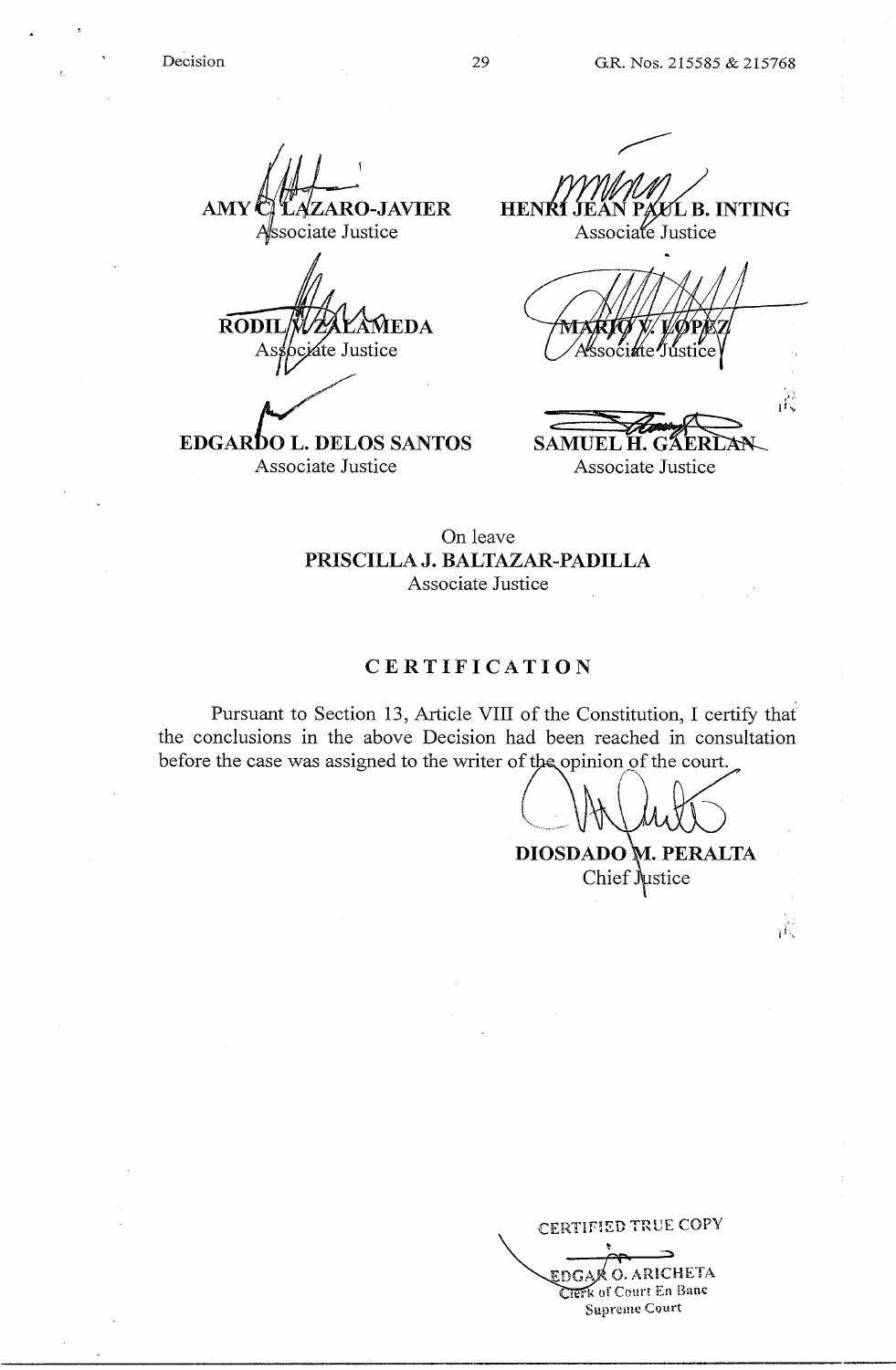AMY C. LAZARO-JAVIER
Associate Justice

HENRI JEAN PAUL B. INTING
Associate Justice

RODIL V. ZALAMEDA
Associate Justice

MARIO V. LOPEZ
Associate Justice

EDGARDO L. DELOS SANTOS
Associate Justice

SAMUEL H. GAERLAN
Associate Justice

On leave
**PRISCILLA J. BALTAZAR-PADILLA**
Associate Justice

## CERTIFICATION

Pursuant to Section 13, Article VIII of the Constitution, I certify that the conclusions in the above Decision had been reached in consultation before the case was assigned to the writer of the opinion of the court.

**DIOSDADO M. PERALTA**
Chief Justice

CERTIFIED TRUE COPY
EDGAR O. ARICHETA
Clerk of Court En Banc
Supreme Court